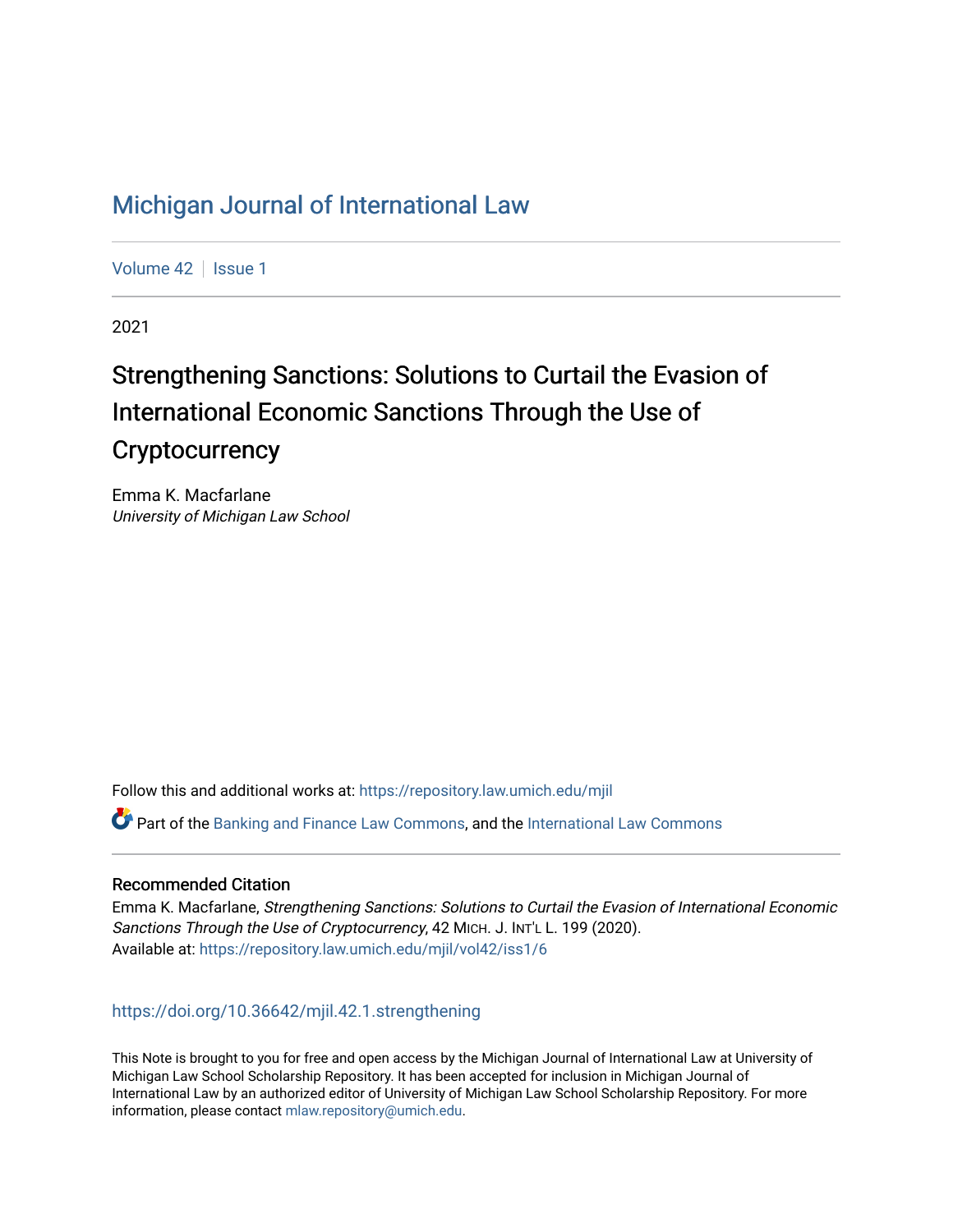# Michigan Journal of International Law

Volume 42 | Issue 1

2021

## Strengthening Sanctions: Solutions to Curtail the Evasion of International Economic Sanctions Through the Use of Cryptocurrency

Emma K. Macfarlane
*University of Michigan Law School*

Follow this and additional works at: https://repository.law.umich.edu/mjil

Part of the Banking and Finance Law Commons, and the International Law Commons

### Recommended Citation

Emma K. Macfarlane, *Strengthening Sanctions: Solutions to Curtail the Evasion of International Economic Sanctions Through the Use of Cryptocurrency*, 42 MICH. J. INT'L L. 199 (2020).
Available at: https://repository.law.umich.edu/mjil/vol42/iss1/6

https://doi.org/10.36642/mjil.42.1.strengthening

This Note is brought to you for free and open access by the Michigan Journal of International Law at University of Michigan Law School Scholarship Repository. It has been accepted for inclusion in Michigan Journal of International Law by an authorized editor of University of Michigan Law School Scholarship Repository. For more information, please contact mlaw.repository@umich.edu.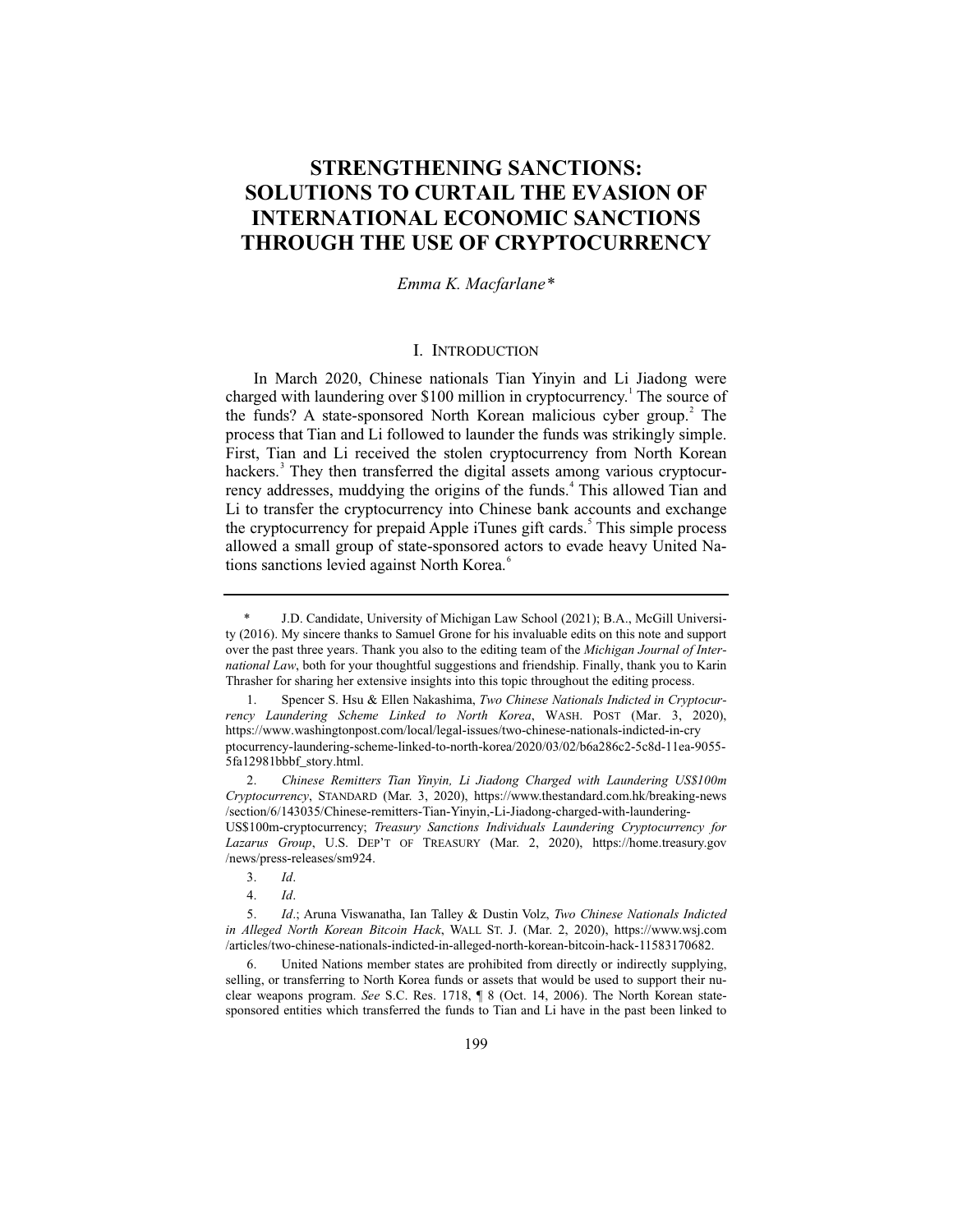# STRENGTHENING SANCTIONS: SOLUTIONS TO CURTAIL THE EVASION OF INTERNATIONAL ECONOMIC SANCTIONS THROUGH THE USE OF CRYPTOCURRENCY

*Emma K. Macfarlane\**

## I. Introduction

In March 2020, Chinese nationals Tian Yinyin and Li Jiadong were charged with laundering over $100 million in cryptocurrency.[1] The source of the funds? A state-sponsored North Korean malicious cyber group.[2] The process that Tian and Li followed to launder the funds was strikingly simple. First, Tian and Li received the stolen cryptocurrency from North Korean hackers.[3] They then transferred the digital assets among various cryptocurrency addresses, muddying the origins of the funds.[4] This allowed Tian and Li to transfer the cryptocurrency into Chinese bank accounts and exchange the cryptocurrency for prepaid Apple iTunes gift cards.[5] This simple process allowed a small group of state-sponsored actors to evade heavy United Nations sanctions levied against North Korea.[6]

---

\* J.D. Candidate, University of Michigan Law School (2021); B.A., McGill University (2016). My sincere thanks to Samuel Grone for his invaluable edits on this note and support over the past three years. Thank you also to the editing team of the *Michigan Journal of International Law*, both for your thoughtful suggestions and friendship. Finally, thank you to Karin Thrasher for sharing her extensive insights into this topic throughout the editing process.

1. Spencer S. Hsu & Ellen Nakashima, *Two Chinese Nationals Indicted in Cryptocurrency Laundering Scheme Linked to North Korea*, WASH. POST (Mar. 3, 2020), https://www.washingtonpost.com/local/legal-issues/two-chinese-nationals-indicted-in-cryptocurrency-laundering-scheme-linked-to-north-korea/2020/03/02/b6a286c2-5c8d-11ea-9055-5fa12981bbbf_story.html.

2. *Chinese Remitters Tian Yinyin, Li Jiadong Charged with Laundering US$100m Cryptocurrency*, STANDARD (Mar. 3, 2020), https://www.thestandard.com.hk/breaking-news/section/6/143035/Chinese-remitters-Tian-Yinyin,-Li-Jiadong-charged-with-laundering-US$100m-cryptocurrency; *Treasury Sanctions Individuals Laundering Cryptocurrency for Lazarus Group*, U.S. DEP'T OF TREASURY (Mar. 2, 2020), https://home.treasury.gov/news/press-releases/sm924.

3. *Id*.

4. *Id*.

5. *Id*.; Aruna Viswanatha, Ian Talley & Dustin Volz, *Two Chinese Nationals Indicted in Alleged North Korean Bitcoin Hack*, WALL ST. J. (Mar. 2, 2020), https://www.wsj.com/articles/two-chinese-nationals-indicted-in-alleged-north-korean-bitcoin-hack-11583170682.

6. United Nations member states are prohibited from directly or indirectly supplying, selling, or transferring to North Korea funds or assets that would be used to support their nuclear weapons program. *See* S.C. Res. 1718, ¶ 8 (Oct. 14, 2006). The North Korean state-sponsored entities which transferred the funds to Tian and Li have in the past been linked to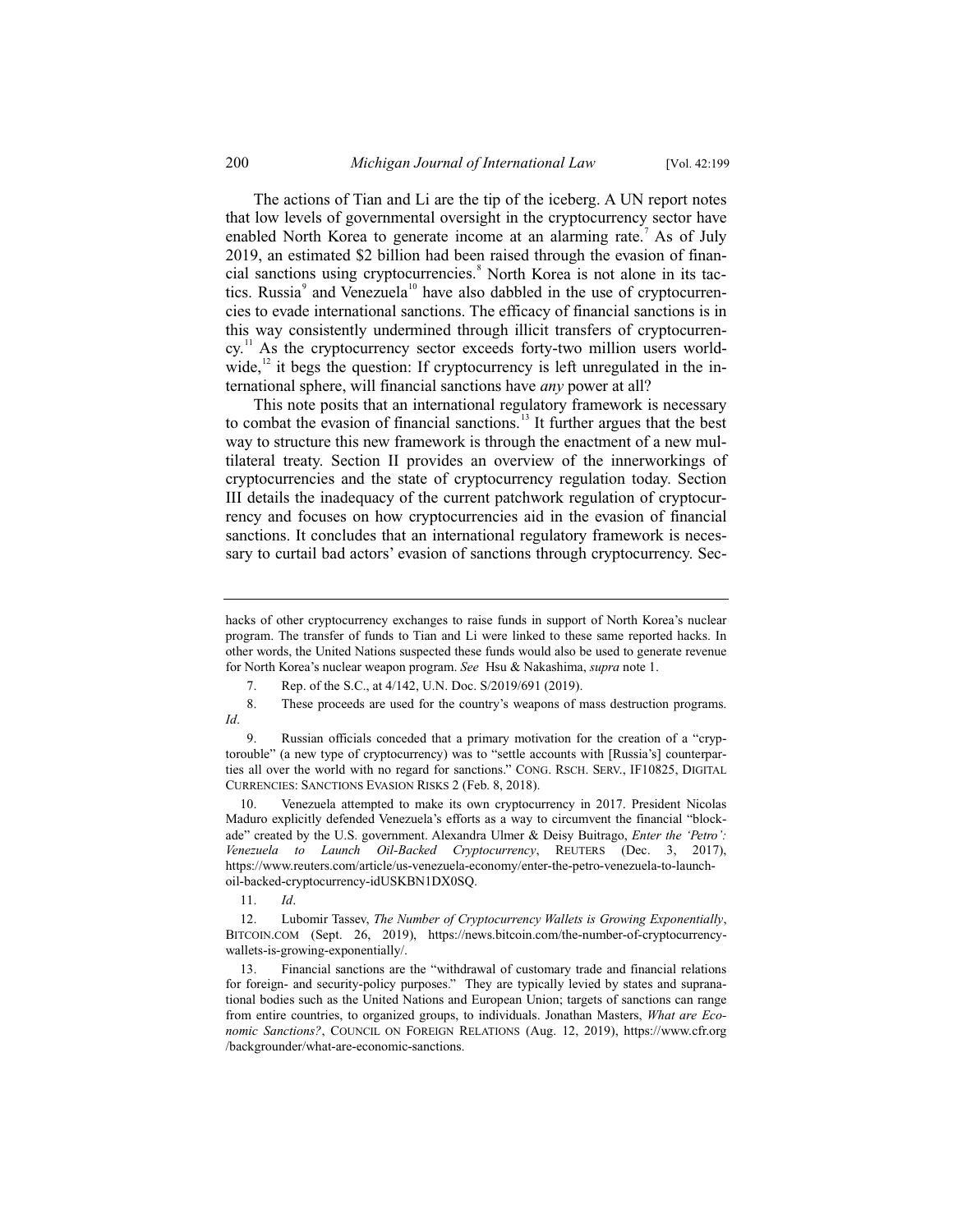The actions of Tian and Li are the tip of the iceberg. A UN report notes that low levels of governmental oversight in the cryptocurrency sector have enabled North Korea to generate income at an alarming rate.[7] As of July 2019, an estimated $2 billion had been raised through the evasion of financial sanctions using cryptocurrencies.[8] North Korea is not alone in its tactics. Russia[9] and Venezuela[10] have also dabbled in the use of cryptocurrencies to evade international sanctions. The efficacy of financial sanctions is in this way consistently undermined through illicit transfers of cryptocurrency.[11] As the cryptocurrency sector exceeds forty-two million users worldwide,[12] it begs the question: If cryptocurrency is left unregulated in the international sphere, will financial sanctions have *any* power at all?

This note posits that an international regulatory framework is necessary to combat the evasion of financial sanctions.[13] It further argues that the best way to structure this new framework is through the enactment of a new multilateral treaty. Section II provides an overview of the innerworkings of cryptocurrencies and the state of cryptocurrency regulation today. Section III details the inadequacy of the current patchwork regulation of cryptocurrency and focuses on how cryptocurrencies aid in the evasion of financial sanctions. It concludes that an international regulatory framework is necessary to curtail bad actors' evasion of sanctions through cryptocurrency. Sec-

---

hacks of other cryptocurrency exchanges to raise funds in support of North Korea's nuclear program. The transfer of funds to Tian and Li were linked to these same reported hacks. In other words, the United Nations suspected these funds would also be used to generate revenue for North Korea's nuclear weapon program. *See* Hsu & Nakashima, *supra* note 1.

7. Rep. of the S.C., at 4/142, U.N. Doc. S/2019/691 (2019).

8. These proceeds are used for the country's weapons of mass destruction programs. *Id*.

9. Russian officials conceded that a primary motivation for the creation of a "cryptorouble" (a new type of cryptocurrency) was to "settle accounts with [Russia's] counterparties all over the world with no regard for sanctions." CONG. RSCH. SERV., IF10825, DIGITAL CURRENCIES: SANCTIONS EVASION RISKS 2 (Feb. 8, 2018).

10. Venezuela attempted to make its own cryptocurrency in 2017. President Nicolas Maduro explicitly defended Venezuela's efforts as a way to circumvent the financial "blockade" created by the U.S. government. Alexandra Ulmer & Deisy Buitrago, *Enter the 'Petro': Venezuela to Launch Oil-Backed Cryptocurrency*, REUTERS (Dec. 3, 2017), https://www.reuters.com/article/us-venezuela-economy/enter-the-petro-venezuela-to-launch-oil-backed-cryptocurrency-idUSKBN1DX0SQ.

11. *Id*.

12. Lubomir Tassev, *The Number of Cryptocurrency Wallets is Growing Exponentially*, BITCOIN.COM (Sept. 26, 2019), https://news.bitcoin.com/the-number-of-cryptocurrency-wallets-is-growing-exponentially/.

13. Financial sanctions are the "withdrawal of customary trade and financial relations for foreign- and security-policy purposes." They are typically levied by states and supranational bodies such as the United Nations and European Union; targets of sanctions can range from entire countries, to organized groups, to individuals. Jonathan Masters, *What are Economic Sanctions?*, COUNCIL ON FOREIGN RELATIONS (Aug. 12, 2019), https://www.cfr.org/backgrounder/what-are-economic-sanctions.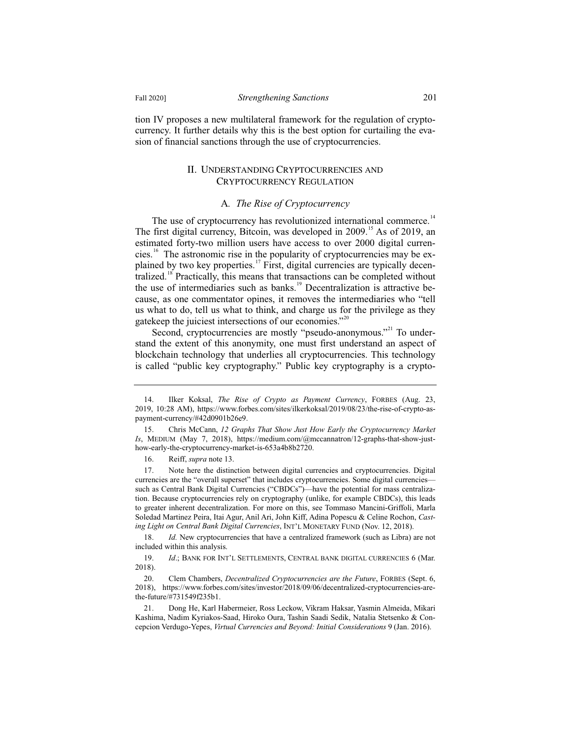tion IV proposes a new multilateral framework for the regulation of cryptocurrency. It further details why this is the best option for curtailing the evasion of financial sanctions through the use of cryptocurrencies.

## II. Understanding Cryptocurrencies and Cryptocurrency Regulation

### A. *The Rise of Cryptocurrency*

The use of cryptocurrency has revolutionized international commerce.[14] The first digital currency, Bitcoin, was developed in 2009.[15] As of 2019, an estimated forty-two million users have access to over 2000 digital currencies.[16] The astronomic rise in the popularity of cryptocurrencies may be explained by two key properties.[17] First, digital currencies are typically decentralized.[18] Practically, this means that transactions can be completed without the use of intermediaries such as banks.[19] Decentralization is attractive because, as one commentator opines, it removes the intermediaries who "tell us what to do, tell us what to think, and charge us for the privilege as they gatekeep the juiciest intersections of our economies."[20]

Second, cryptocurrencies are mostly "pseudo-anonymous."[21] To understand the extent of this anonymity, one must first understand an aspect of blockchain technology that underlies all cryptocurrencies. This technology is called "public key cryptography." Public key cryptography is a crypto-

---

14. Ilker Koksal, *The Rise of Crypto as Payment Currency*, FORBES (Aug. 23, 2019, 10:28 AM), https://www.forbes.com/sites/ilkerkoksal/2019/08/23/the-rise-of-crypto-as-payment-currency/#42d0901b26e9.

15. Chris McCann, *12 Graphs That Show Just How Early the Cryptocurrency Market Is*, MEDIUM (May 7, 2018), https://medium.com/@mccannatron/12-graphs-that-show-just-how-early-the-cryptocurrency-market-is-653a4b8b2720.

16. Reiff, *supra* note 13.

17. Note here the distinction between digital currencies and cryptocurrencies. Digital currencies are the "overall superset" that includes cryptocurrencies. Some digital currencies—such as Central Bank Digital Currencies ("CBDCs")—have the potential for mass centralization. Because cryptocurrencies rely on cryptography (unlike, for example CBDCs), this leads to greater inherent decentralization. For more on this, see Tommaso Mancini-Griffoli, Marla Soledad Martinez Peira, Itai Agur, Anil Ari, John Kiff, Adina Popescu & Celine Rochon, *Casting Light on Central Bank Digital Currencies*, INT'L MONETARY FUND (Nov. 12, 2018).

18. *Id.* New cryptocurrencies that have a centralized framework (such as Libra) are not included within this analysis.

19. *Id*.; BANK FOR INT'L SETTLEMENTS, CENTRAL BANK DIGITAL CURRENCIES 6 (Mar. 2018).

20. Clem Chambers, *Decentralized Cryptocurrencies are the Future*, FORBES (Sept. 6, 2018), https://www.forbes.com/sites/investor/2018/09/06/decentralized-cryptocurrencies-are-the-future/#731549f235b1.

21. Dong He, Karl Habermeier, Ross Leckow, Vikram Haksar, Yasmin Almeida, Mikari Kashima, Nadim Kyriakos-Saad, Hiroko Oura, Tashin Saadi Sedik, Natalia Stetsenko & Concepcion Verdugo-Yepes, *Virtual Currencies and Beyond: Initial Considerations* 9 (Jan. 2016).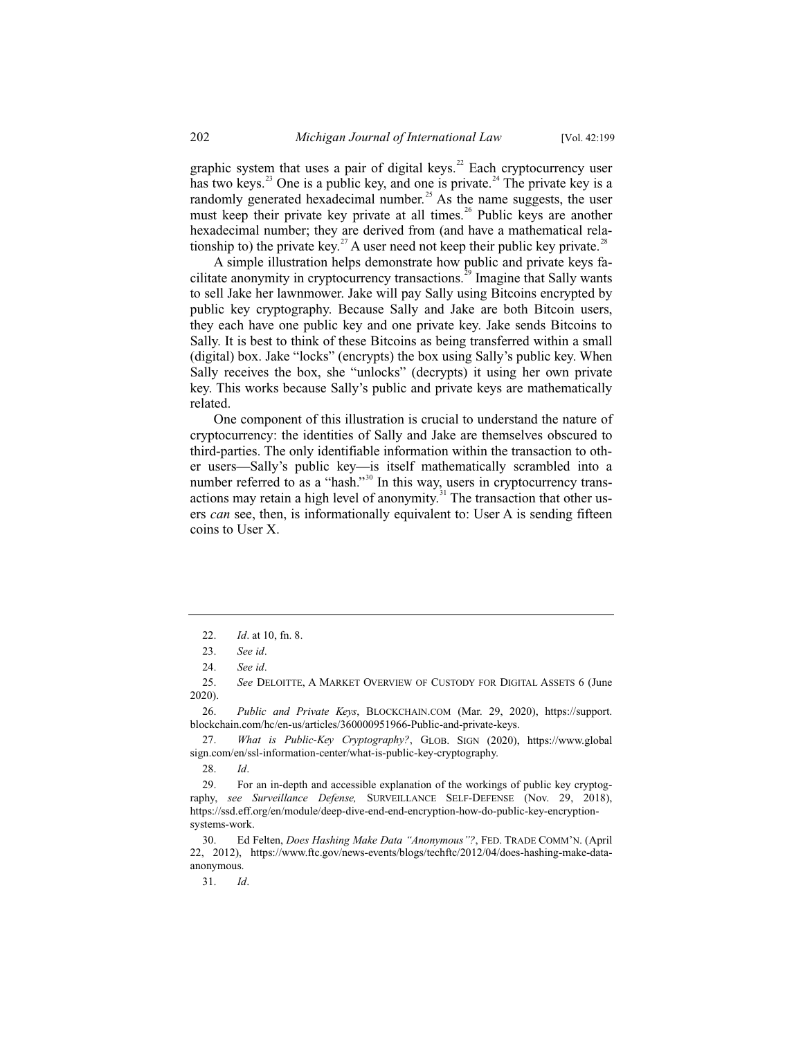graphic system that uses a pair of digital keys.[22] Each cryptocurrency user has two keys.[23] One is a public key, and one is private.[24] The private key is a randomly generated hexadecimal number.[25] As the name suggests, the user must keep their private key private at all times.[26] Public keys are another hexadecimal number; they are derived from (and have a mathematical relationship to) the private key.[27] A user need not keep their public key private.[28]

A simple illustration helps demonstrate how public and private keys facilitate anonymity in cryptocurrency transactions.[29] Imagine that Sally wants to sell Jake her lawnmower. Jake will pay Sally using Bitcoins encrypted by public key cryptography. Because Sally and Jake are both Bitcoin users, they each have one public key and one private key. Jake sends Bitcoins to Sally. It is best to think of these Bitcoins as being transferred within a small (digital) box. Jake "locks" (encrypts) the box using Sally's public key. When Sally receives the box, she "unlocks" (decrypts) it using her own private key. This works because Sally's public and private keys are mathematically related.

One component of this illustration is crucial to understand the nature of cryptocurrency: the identities of Sally and Jake are themselves obscured to third-parties. The only identifiable information within the transaction to other users—Sally's public key—is itself mathematically scrambled into a number referred to as a "hash."[30] In this way, users in cryptocurrency transactions may retain a high level of anonymity.[31] The transaction that other users *can* see, then, is informationally equivalent to: User A is sending fifteen coins to User X.

---

22. *Id*. at 10, fn. 8.

23. *See id*.

24. *See id*.

25. *See* DELOITTE, A MARKET OVERVIEW OF CUSTODY FOR DIGITAL ASSETS 6 (June 2020).

26. *Public and Private Keys*, BLOCKCHAIN.COM (Mar. 29, 2020), https://support.blockchain.com/hc/en-us/articles/360000951966-Public-and-private-keys.

27. *What is Public-Key Cryptography?*, GLOB. SIGN (2020), https://www.globalsign.com/en/ssl-information-center/what-is-public-key-cryptography.

28. *Id*.

29. For an in-depth and accessible explanation of the workings of public key cryptography, *see Surveillance Defense,* SURVEILLANCE SELF-DEFENSE (Nov. 29, 2018), https://ssd.eff.org/en/module/deep-dive-end-end-encryption-how-do-public-key-encryption-systems-work.

30. Ed Felten, *Does Hashing Make Data "Anonymous"?*, FED. TRADE COMM'N. (April 22, 2012), https://www.ftc.gov/news-events/blogs/techftc/2012/04/does-hashing-make-data-anonymous.

31. *Id*.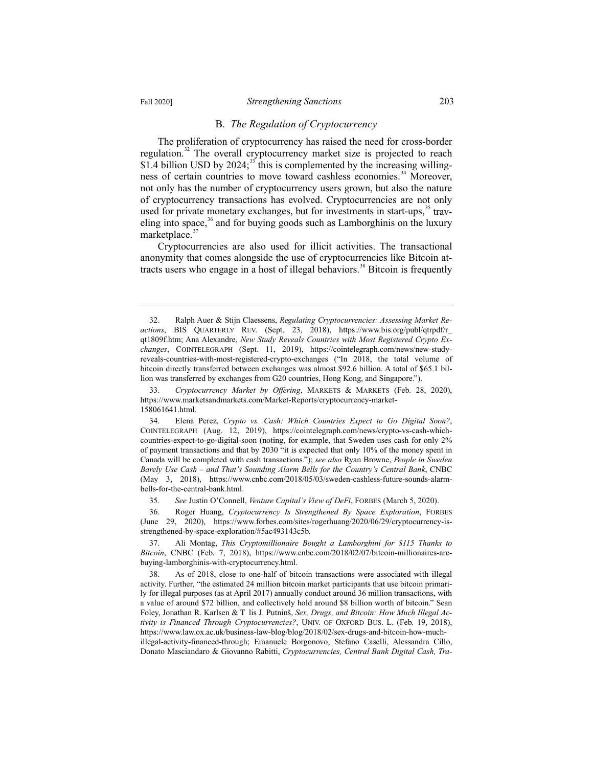### B. *The Regulation of Cryptocurrency*

The proliferation of cryptocurrency has raised the need for cross-border regulation.[32] The overall cryptocurrency market size is projected to reach $1.4 billion USD by 2024;[33] this is complemented by the increasing willingness of certain countries to move toward cashless economies.[34] Moreover, not only has the number of cryptocurrency users grown, but also the nature of cryptocurrency transactions has evolved. Cryptocurrencies are not only used for private monetary exchanges, but for investments in start-ups,[35] traveling into space,[36] and for buying goods such as Lamborghinis on the luxury marketplace.[37]

Cryptocurrencies are also used for illicit activities. The transactional anonymity that comes alongside the use of cryptocurrencies like Bitcoin attracts users who engage in a host of illegal behaviors.[38] Bitcoin is frequently

---

32. Ralph Auer & Stijn Claessens, *Regulating Cryptocurrencies: Assessing Market Reactions*, BIS QUARTERLY REV. (Sept. 23, 2018), https://www.bis.org/publ/qtrpdf/r_qt1809f.htm; Ana Alexandre, *New Study Reveals Countries with Most Registered Crypto Exchanges*, COINTELEGRAPH (Sept. 11, 2019), https://cointelegraph.com/news/new-study-reveals-countries-with-most-registered-crypto-exchanges ("In 2018, the total volume of bitcoin directly transferred between exchanges was almost $92.6 billion. A total of $65.1 billion was transferred by exchanges from G20 countries, Hong Kong, and Singapore.").

33. *Cryptocurrency Market by Offering*, MARKETS & MARKETS (Feb. 28, 2020), https://www.marketsandmarkets.com/Market-Reports/cryptocurrency-market-158061641.html.

34. Elena Perez, *Crypto vs. Cash: Which Countries Expect to Go Digital Soon?*, COINTELEGRAPH (Aug. 12, 2019), https://cointelegraph.com/news/crypto-vs-cash-which-countries-expect-to-go-digital-soon (noting, for example, that Sweden uses cash for only 2% of payment transactions and that by 2030 "it is expected that only 10% of the money spent in Canada will be completed with cash transactions."); *see also* Ryan Browne, *People in Sweden Barely Use Cash – and That's Sounding Alarm Bells for the Country's Central Bank*, CNBC (May 3, 2018), https://www.cnbc.com/2018/05/03/sweden-cashless-future-sounds-alarm-bells-for-the-central-bank.html.

35. *See* Justin O'Connell, *Venture Capital's View of DeFi*, FORBES (March 5, 2020).

36. Roger Huang, *Cryptocurrency Is Strengthened By Space Exploration*, FORBES (June 29, 2020), https://www.forbes.com/sites/rogerhuang/2020/06/29/cryptocurrency-is-strengthened-by-space-exploration/#5ac493143c5b.

37. Ali Montag, *This Cryptomillionaire Bought a Lamborghini for $115 Thanks to Bitcoin*, CNBC (Feb. 7, 2018), https://www.cnbc.com/2018/02/07/bitcoin-millionaires-are-buying-lamborghinis-with-cryptocurrency.html.

38. As of 2018, close to one-half of bitcoin transactions were associated with illegal activity. Further, "the estimated 24 million bitcoin market participants that use bitcoin primarily for illegal purposes (as at April 2017) annually conduct around 36 million transactions, with a value of around $72 billion, and collectively hold around $8 billion worth of bitcoin." Sean Foley, Jonathan R. Karlsen & T lis J. Putniņš, *Sex, Drugs, and Bitcoin: How Much Illegal Activity is Financed Through Cryptocurrencies?*, UNIV. OF OXFORD BUS. L. (Feb. 19, 2018), https://www.law.ox.ac.uk/business-law-blog/blog/2018/02/sex-drugs-and-bitcoin-how-much-illegal-activity-financed-through; Emanuele Borgonovo, Stefano Caselli, Alessandra Cillo, Donato Masciandaro & Giovanno Rabitti, *Cryptocurrencies, Central Bank Digital Cash, Tra-*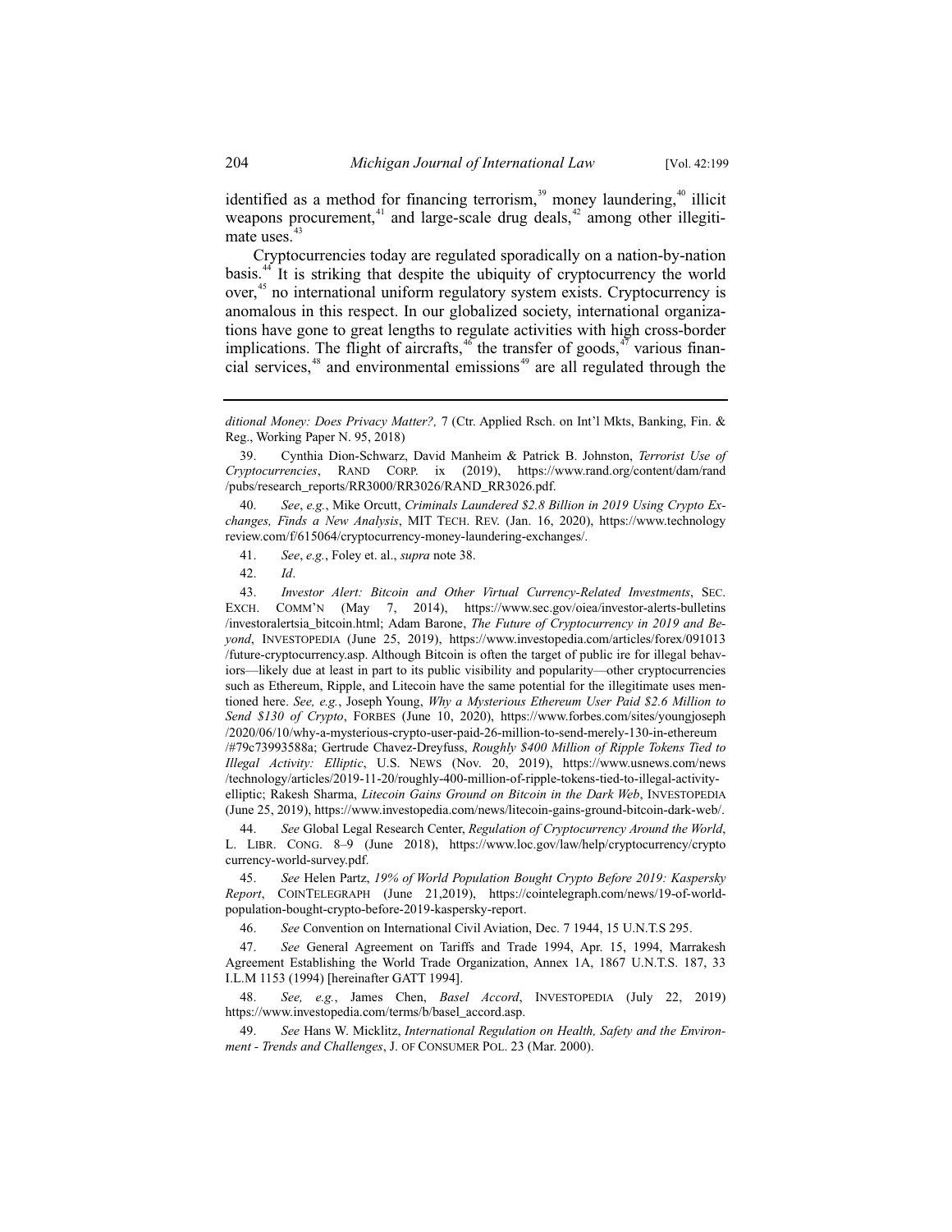identified as a method for financing terrorism,[39] money laundering,[40] illicit weapons procurement,[41] and large-scale drug deals,[42] among other illegitimate uses.[43]

Cryptocurrencies today are regulated sporadically on a nation-by-nation basis.[44] It is striking that despite the ubiquity of cryptocurrency the world over,[45] no international uniform regulatory system exists. Cryptocurrency is anomalous in this respect. In our globalized society, international organizations have gone to great lengths to regulate activities with high cross-border implications. The flight of aircrafts,[46] the transfer of goods,[47] various financial services,[48] and environmental emissions[49] are all regulated through the

---

*ditional Money: Does Privacy Matter?,* 7 (Ctr. Applied Rsch. on Int'l Mkts, Banking, Fin. & Reg., Working Paper N. 95, 2018)

39. Cynthia Dion-Schwarz, David Manheim & Patrick B. Johnston, *Terrorist Use of Cryptocurrencies*, RAND CORP. ix (2019), https://www.rand.org/content/dam/rand/pubs/research_reports/RR3000/RR3026/RAND_RR3026.pdf.

40. *See*, *e.g.*, Mike Orcutt, *Criminals Laundered $2.8 Billion in 2019 Using Crypto Exchanges, Finds a New Analysis*, MIT TECH. REV. (Jan. 16, 2020), https://www.technologyreview.com/f/615064/cryptocurrency-money-laundering-exchanges/.

41. *See*, *e.g.*, Foley et. al., *supra* note 38.

42. *Id*.

43. *Investor Alert: Bitcoin and Other Virtual Currency-Related Investments*, SEC. EXCH. COMM'N (May 7, 2014), https://www.sec.gov/oiea/investor-alerts-bulletins/investoralertsia_bitcoin.html; Adam Barone, *The Future of Cryptocurrency in 2019 and Beyond*, INVESTOPEDIA (June 25, 2019), https://www.investopedia.com/articles/forex/091013/future-cryptocurrency.asp. Although Bitcoin is often the target of public ire for illegal behaviors—likely due at least in part to its public visibility and popularity—other cryptocurrencies such as Ethereum, Ripple, and Litecoin have the same potential for the illegitimate uses mentioned here. *See, e.g.*, Joseph Young, *Why a Mysterious Ethereum User Paid $2.6 Million to Send $130 of Crypto*, FORBES (June 10, 2020), https://www.forbes.com/sites/youngjoseph/2020/06/10/why-a-mysterious-crypto-user-paid-26-million-to-send-merely-130-in-ethereum/#79c73993588a; Gertrude Chavez-Dreyfuss, *Roughly $400 Million of Ripple Tokens Tied to Illegal Activity: Elliptic*, U.S. NEWS (Nov. 20, 2019), https://www.usnews.com/news/technology/articles/2019-11-20/roughly-400-million-of-ripple-tokens-tied-to-illegal-activity-elliptic; Rakesh Sharma, *Litecoin Gains Ground on Bitcoin in the Dark Web*, INVESTOPEDIA (June 25, 2019), https://www.investopedia.com/news/litecoin-gains-ground-bitcoin-dark-web/.

44. *See* Global Legal Research Center, *Regulation of Cryptocurrency Around the World*, L. LIBR. CONG. 8–9 (June 2018), https://www.loc.gov/law/help/cryptocurrency/cryptocurrency-world-survey.pdf.

45. *See* Helen Partz, *19% of World Population Bought Crypto Before 2019: Kaspersky Report*, COINTELEGRAPH (June 21,2019), https://cointelegraph.com/news/19-of-world-population-bought-crypto-before-2019-kaspersky-report.

46. *See* Convention on International Civil Aviation, Dec. 7 1944, 15 U.N.T.S 295.

47. *See* General Agreement on Tariffs and Trade 1994, Apr. 15, 1994, Marrakesh Agreement Establishing the World Trade Organization, Annex 1A, 1867 U.N.T.S. 187, 33 I.L.M 1153 (1994) [hereinafter GATT 1994].

48. *See, e.g.*, James Chen, *Basel Accord*, INVESTOPEDIA (July 22, 2019) https://www.investopedia.com/terms/b/basel_accord.asp.

49. *See* Hans W. Micklitz, *International Regulation on Health, Safety and the Environment - Trends and Challenges*, J. OF CONSUMER POL. 23 (Mar. 2000).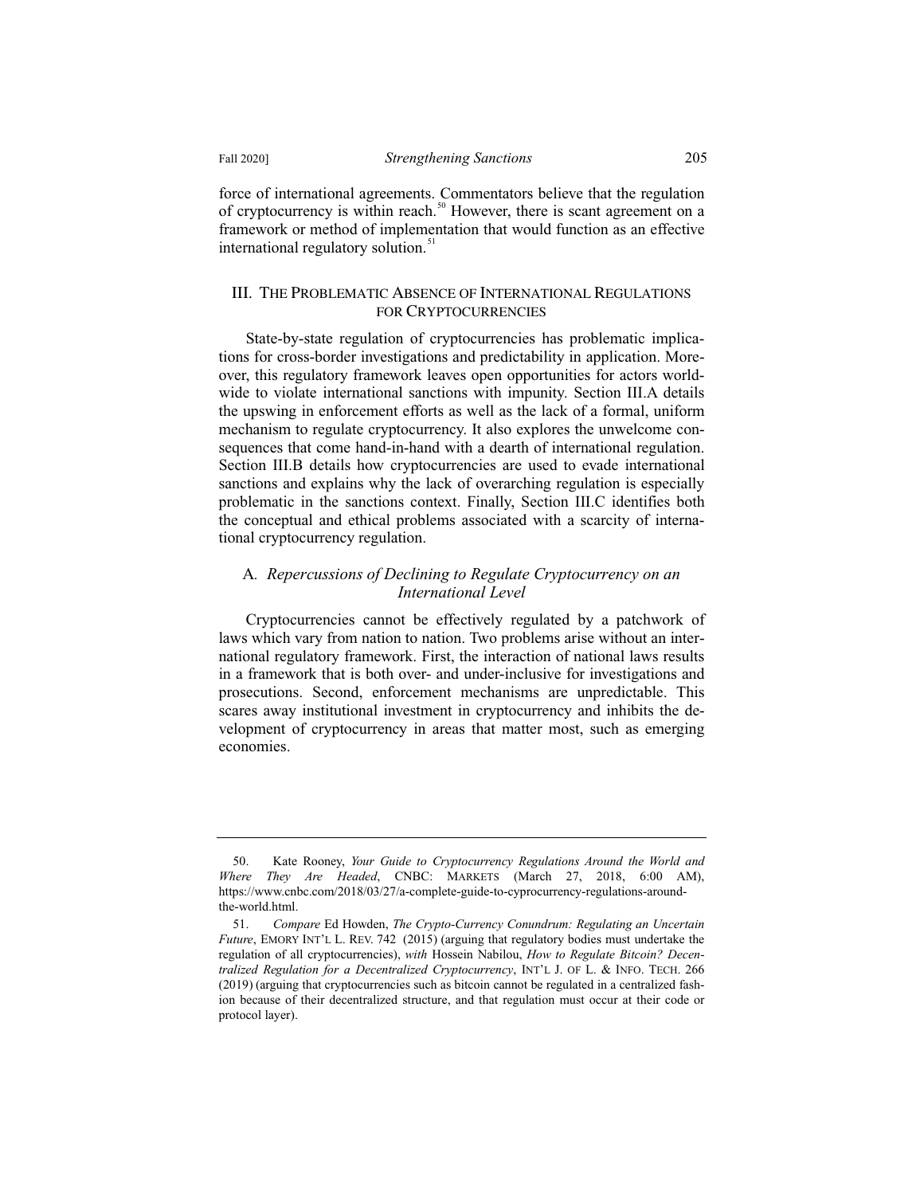force of international agreements. Commentators believe that the regulation of cryptocurrency is within reach.[50] However, there is scant agreement on a framework or method of implementation that would function as an effective international regulatory solution.[51]

## III. THE PROBLEMATIC ABSENCE OF INTERNATIONAL REGULATIONS FOR CRYPTOCURRENCIES

State-by-state regulation of cryptocurrencies has problematic implications for cross-border investigations and predictability in application. Moreover, this regulatory framework leaves open opportunities for actors worldwide to violate international sanctions with impunity. Section III.A details the upswing in enforcement efforts as well as the lack of a formal, uniform mechanism to regulate cryptocurrency. It also explores the unwelcome consequences that come hand-in-hand with a dearth of international regulation. Section III.B details how cryptocurrencies are used to evade international sanctions and explains why the lack of overarching regulation is especially problematic in the sanctions context. Finally, Section III.C identifies both the conceptual and ethical problems associated with a scarcity of international cryptocurrency regulation.

### A. *Repercussions of Declining to Regulate Cryptocurrency on an International Level*

Cryptocurrencies cannot be effectively regulated by a patchwork of laws which vary from nation to nation. Two problems arise without an international regulatory framework. First, the interaction of national laws results in a framework that is both over- and under-inclusive for investigations and prosecutions. Second, enforcement mechanisms are unpredictable. This scares away institutional investment in cryptocurrency and inhibits the development of cryptocurrency in areas that matter most, such as emerging economies.

---

50. Kate Rooney, *Your Guide to Cryptocurrency Regulations Around the World and Where They Are Headed*, CNBC: MARKETS (March 27, 2018, 6:00 AM), https://www.cnbc.com/2018/03/27/a-complete-guide-to-cyprocurrency-regulations-around-the-world.html.

51. *Compare* Ed Howden, *The Crypto-Currency Conundrum: Regulating an Uncertain Future*, EMORY INT'L L. REV. 742 (2015) (arguing that regulatory bodies must undertake the regulation of all cryptocurrencies), *with* Hossein Nabilou, *How to Regulate Bitcoin? Decentralized Regulation for a Decentralized Cryptocurrency*, INT'L J. OF L. & INFO. TECH. 266 (2019) (arguing that cryptocurrencies such as bitcoin cannot be regulated in a centralized fashion because of their decentralized structure, and that regulation must occur at their code or protocol layer).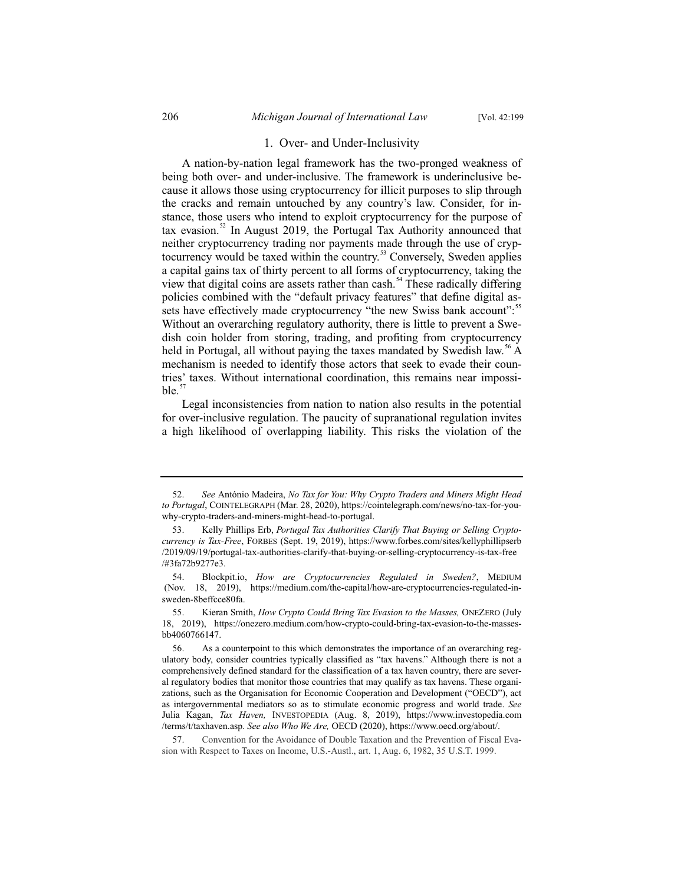### 1. Over- and Under-Inclusivity

A nation-by-nation legal framework has the two-pronged weakness of being both over- and under-inclusive. The framework is underinclusive because it allows those using cryptocurrency for illicit purposes to slip through the cracks and remain untouched by any country's law. Consider, for instance, those users who intend to exploit cryptocurrency for the purpose of tax evasion.[52] In August 2019, the Portugal Tax Authority announced that neither cryptocurrency trading nor payments made through the use of cryptocurrency would be taxed within the country.[53] Conversely, Sweden applies a capital gains tax of thirty percent to all forms of cryptocurrency, taking the view that digital coins are assets rather than cash.[54] These radically differing policies combined with the "default privacy features" that define digital assets have effectively made cryptocurrency "the new Swiss bank account":[55] Without an overarching regulatory authority, there is little to prevent a Swedish coin holder from storing, trading, and profiting from cryptocurrency held in Portugal, all without paying the taxes mandated by Swedish law.[56] A mechanism is needed to identify those actors that seek to evade their countries' taxes. Without international coordination, this remains near impossible.[57]

Legal inconsistencies from nation to nation also results in the potential for over-inclusive regulation. The paucity of supranational regulation invites a high likelihood of overlapping liability. This risks the violation of the

---

52. *See* António Madeira, *No Tax for You: Why Crypto Traders and Miners Might Head to Portugal*, COINTELEGRAPH (Mar. 28, 2020), https://cointelegraph.com/news/no-tax-for-you-why-crypto-traders-and-miners-might-head-to-portugal.

53. Kelly Phillips Erb, *Portugal Tax Authorities Clarify That Buying or Selling Cryptocurrency is Tax-Free*, FORBES (Sept. 19, 2019), https://www.forbes.com/sites/kellyphillipserb/2019/09/19/portugal-tax-authorities-clarify-that-buying-or-selling-cryptocurrency-is-tax-free/#3fa72b9277e3.

54. Blockpit.io, *How are Cryptocurrencies Regulated in Sweden?*, MEDIUM (Nov. 18, 2019), https://medium.com/the-capital/how-are-cryptocurrencies-regulated-in-sweden-8beffcce80fa.

55. Kieran Smith, *How Crypto Could Bring Tax Evasion to the Masses,* ONEZERO (July 18, 2019), https://onezero.medium.com/how-crypto-could-bring-tax-evasion-to-the-masses-bb4060766147.

56. As a counterpoint to this which demonstrates the importance of an overarching regulatory body, consider countries typically classified as "tax havens." Although there is not a comprehensively defined standard for the classification of a tax haven country, there are several regulatory bodies that monitor those countries that may qualify as tax havens. These organizations, such as the Organisation for Economic Cooperation and Development ("OECD"), act as intergovernmental mediators so as to stimulate economic progress and world trade. *See* Julia Kagan, *Tax Haven,* INVESTOPEDIA (Aug. 8, 2019), https://www.investopedia.com/terms/t/taxhaven.asp. *See also Who We Are,* OECD (2020), https://www.oecd.org/about/.

57. Convention for the Avoidance of Double Taxation and the Prevention of Fiscal Evasion with Respect to Taxes on Income, U.S.-Austl., art. 1, Aug. 6, 1982, 35 U.S.T. 1999.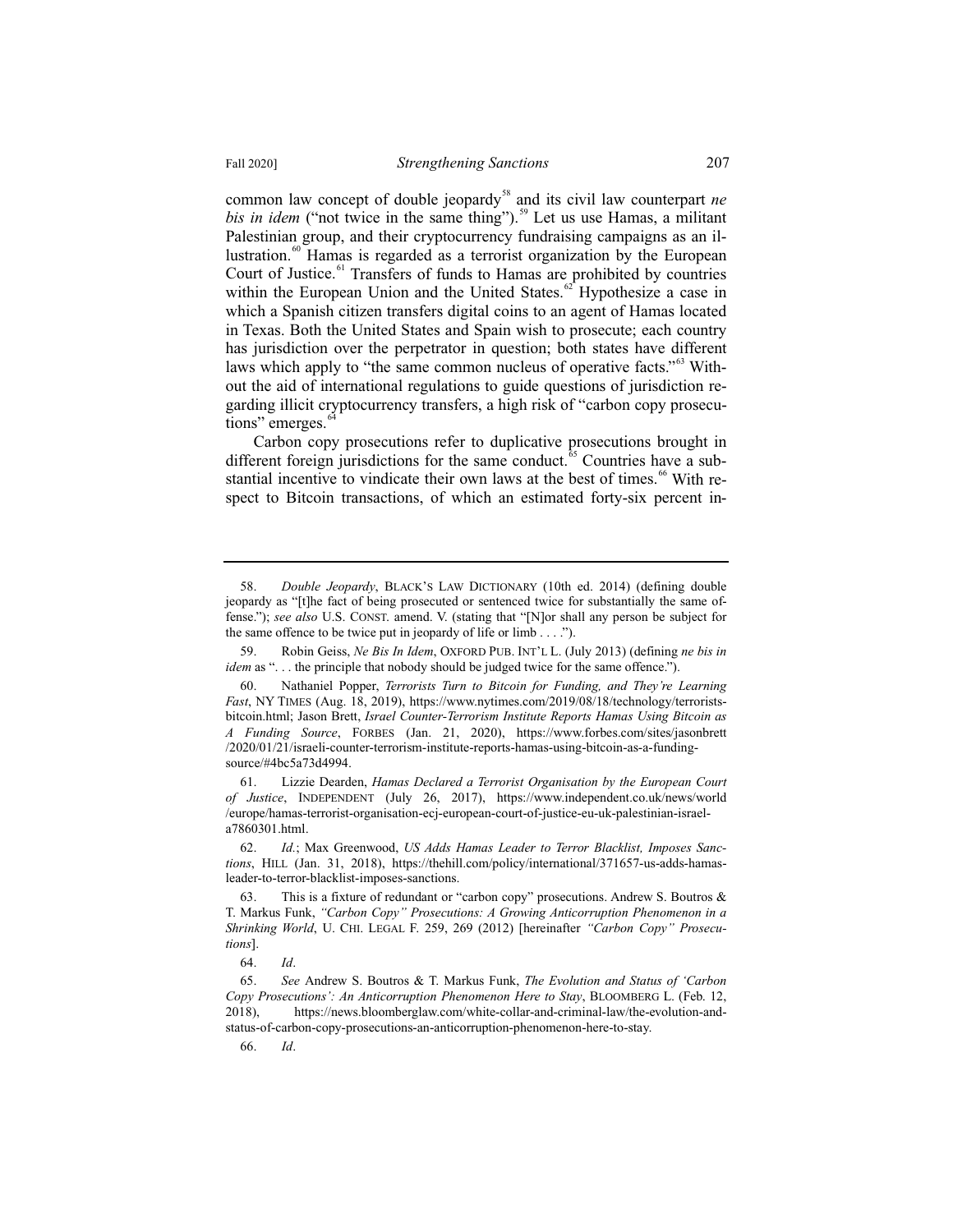common law concept of double jeopardy[58] and its civil law counterpart *ne bis in idem* ("not twice in the same thing").[59] Let us use Hamas, a militant Palestinian group, and their cryptocurrency fundraising campaigns as an illustration.[60] Hamas is regarded as a terrorist organization by the European Court of Justice.[61] Transfers of funds to Hamas are prohibited by countries within the European Union and the United States.[62] Hypothesize a case in which a Spanish citizen transfers digital coins to an agent of Hamas located in Texas. Both the United States and Spain wish to prosecute; each country has jurisdiction over the perpetrator in question; both states have different laws which apply to "the same common nucleus of operative facts."[63] Without the aid of international regulations to guide questions of jurisdiction regarding illicit cryptocurrency transfers, a high risk of "carbon copy prosecutions" emerges.[64]

Carbon copy prosecutions refer to duplicative prosecutions brought in different foreign jurisdictions for the same conduct.[65] Countries have a substantial incentive to vindicate their own laws at the best of times.[66] With respect to Bitcoin transactions, of which an estimated forty-six percent in-

---

58. *Double Jeopardy*, BLACK'S LAW DICTIONARY (10th ed. 2014) (defining double jeopardy as "[t]he fact of being prosecuted or sentenced twice for substantially the same offense."); *see also* U.S. CONST. amend. V. (stating that "[N]or shall any person be subject for the same offence to be twice put in jeopardy of life or limb . . . .").

59. Robin Geiss, *Ne Bis In Idem*, OXFORD PUB. INT'L L. (July 2013) (defining *ne bis in idem* as ". . . the principle that nobody should be judged twice for the same offence.").

60. Nathaniel Popper, *Terrorists Turn to Bitcoin for Funding, and They're Learning Fast*, NY TIMES (Aug. 18, 2019), https://www.nytimes.com/2019/08/18/technology/terrorists-bitcoin.html; Jason Brett, *Israel Counter-Terrorism Institute Reports Hamas Using Bitcoin as A Funding Source*, FORBES (Jan. 21, 2020), https://www.forbes.com/sites/jasonbrett/2020/01/21/israeli-counter-terrorism-institute-reports-hamas-using-bitcoin-as-a-funding-source/#4bc5a73d4994.

61. Lizzie Dearden, *Hamas Declared a Terrorist Organisation by the European Court of Justice*, INDEPENDENT (July 26, 2017), https://www.independent.co.uk/news/world/europe/hamas-terrorist-organisation-ecj-european-court-of-justice-eu-uk-palestinian-israel-a7860301.html.

62. *Id.*; Max Greenwood, *US Adds Hamas Leader to Terror Blacklist, Imposes Sanctions*, HILL (Jan. 31, 2018), https://thehill.com/policy/international/371657-us-adds-hamas-leader-to-terror-blacklist-imposes-sanctions.

63. This is a fixture of redundant or "carbon copy" prosecutions. Andrew S. Boutros & T. Markus Funk, *"Carbon Copy" Prosecutions: A Growing Anticorruption Phenomenon in a Shrinking World*, U. CHI. LEGAL F. 259, 269 (2012) [hereinafter *"Carbon Copy" Prosecutions*].

64. *Id*.

65. *See* Andrew S. Boutros & T. Markus Funk, *The Evolution and Status of 'Carbon Copy Prosecutions': An Anticorruption Phenomenon Here to Stay*, BLOOMBERG L. (Feb. 12, 2018), https://news.bloomberglaw.com/white-collar-and-criminal-law/the-evolution-and-status-of-carbon-copy-prosecutions-an-anticorruption-phenomenon-here-to-stay.

66. *Id*.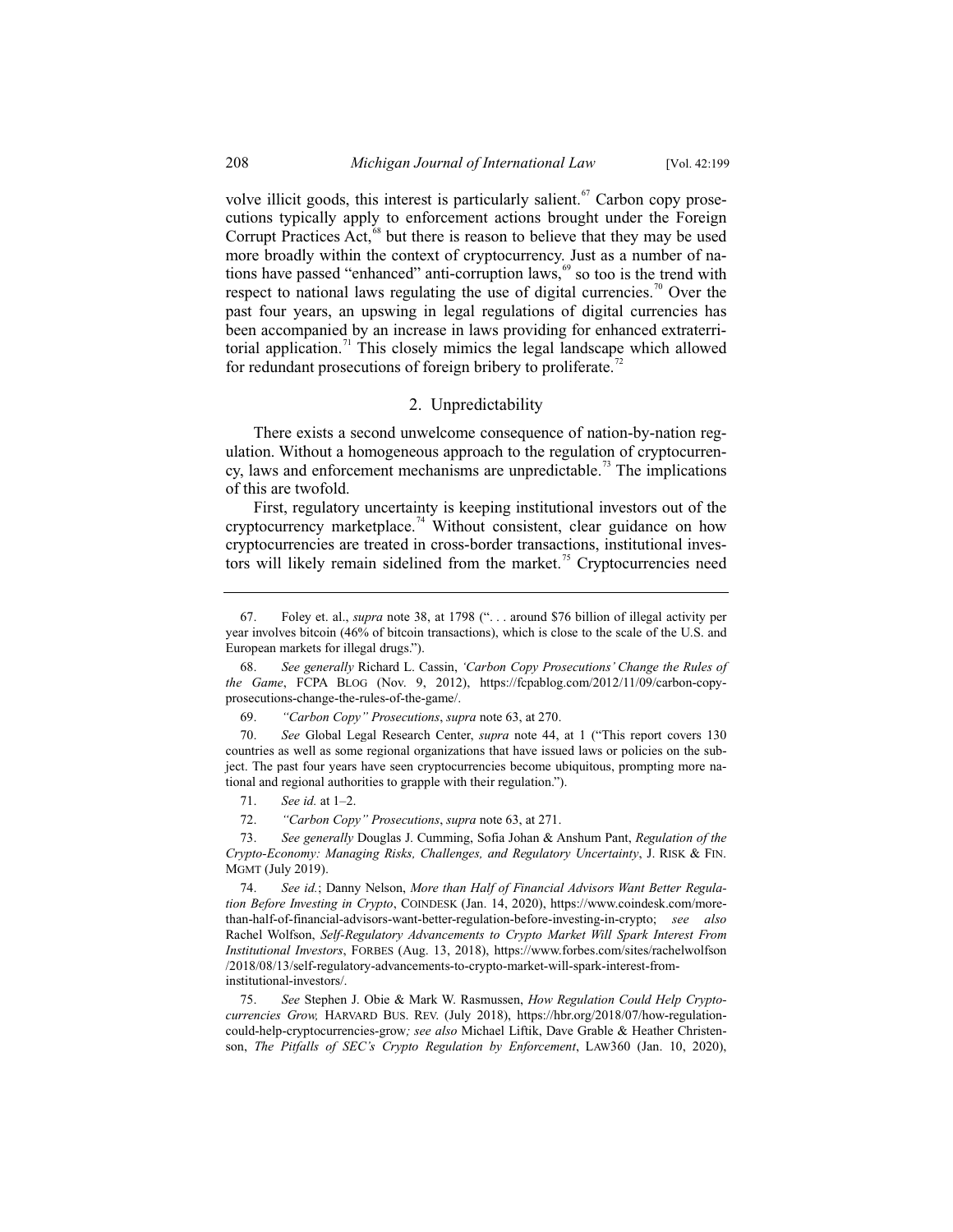volve illicit goods, this interest is particularly salient.[67] Carbon copy prosecutions typically apply to enforcement actions brought under the Foreign Corrupt Practices Act,[68] but there is reason to believe that they may be used more broadly within the context of cryptocurrency. Just as a number of nations have passed "enhanced" anti-corruption laws,[69] so too is the trend with respect to national laws regulating the use of digital currencies.[70] Over the past four years, an upswing in legal regulations of digital currencies has been accompanied by an increase in laws providing for enhanced extraterritorial application.[71] This closely mimics the legal landscape which allowed for redundant prosecutions of foreign bribery to proliferate.[72]

### 2. Unpredictability

There exists a second unwelcome consequence of nation-by-nation regulation. Without a homogeneous approach to the regulation of cryptocurrency, laws and enforcement mechanisms are unpredictable.[73] The implications of this are twofold.

First, regulatory uncertainty is keeping institutional investors out of the cryptocurrency marketplace.[74] Without consistent, clear guidance on how cryptocurrencies are treated in cross-border transactions, institutional investors will likely remain sidelined from the market.[75] Cryptocurrencies need

---

67. Foley et. al., *supra* note 38, at 1798 (". . . around $76 billion of illegal activity per year involves bitcoin (46% of bitcoin transactions), which is close to the scale of the U.S. and European markets for illegal drugs.").

68. *See generally* Richard L. Cassin, *'Carbon Copy Prosecutions' Change the Rules of the Game*, FCPA BLOG (Nov. 9, 2012), https://fcpablog.com/2012/11/09/carbon-copy-prosecutions-change-the-rules-of-the-game/.

69. *"Carbon Copy" Prosecutions*, *supra* note 63, at 270.

70. *See* Global Legal Research Center, *supra* note 44, at 1 ("This report covers 130 countries as well as some regional organizations that have issued laws or policies on the subject. The past four years have seen cryptocurrencies become ubiquitous, prompting more national and regional authorities to grapple with their regulation.").

71. *See id.* at 1–2.

72. *"Carbon Copy" Prosecutions*, *supra* note 63, at 271.

73. *See generally* Douglas J. Cumming, Sofia Johan & Anshum Pant, *Regulation of the Crypto-Economy: Managing Risks, Challenges, and Regulatory Uncertainty*, J. RISK & FIN. MGMT (July 2019).

74. *See id.*; Danny Nelson, *More than Half of Financial Advisors Want Better Regulation Before Investing in Crypto*, COINDESK (Jan. 14, 2020), https://www.coindesk.com/more-than-half-of-financial-advisors-want-better-regulation-before-investing-in-crypto; *see also* Rachel Wolfson, *Self-Regulatory Advancements to Crypto Market Will Spark Interest From Institutional Investors*, FORBES (Aug. 13, 2018), https://www.forbes.com/sites/rachelwolfson/2018/08/13/self-regulatory-advancements-to-crypto-market-will-spark-interest-from-institutional-investors/.

75. *See* Stephen J. Obie & Mark W. Rasmussen, *How Regulation Could Help Cryptocurrencies Grow,* HARVARD BUS. REV. (July 2018), https://hbr.org/2018/07/how-regulation-could-help-cryptocurrencies-grow*; see also* Michael Liftik, Dave Grable & Heather Christenson, *The Pitfalls of SEC's Crypto Regulation by Enforcement*, LAW360 (Jan. 10, 2020),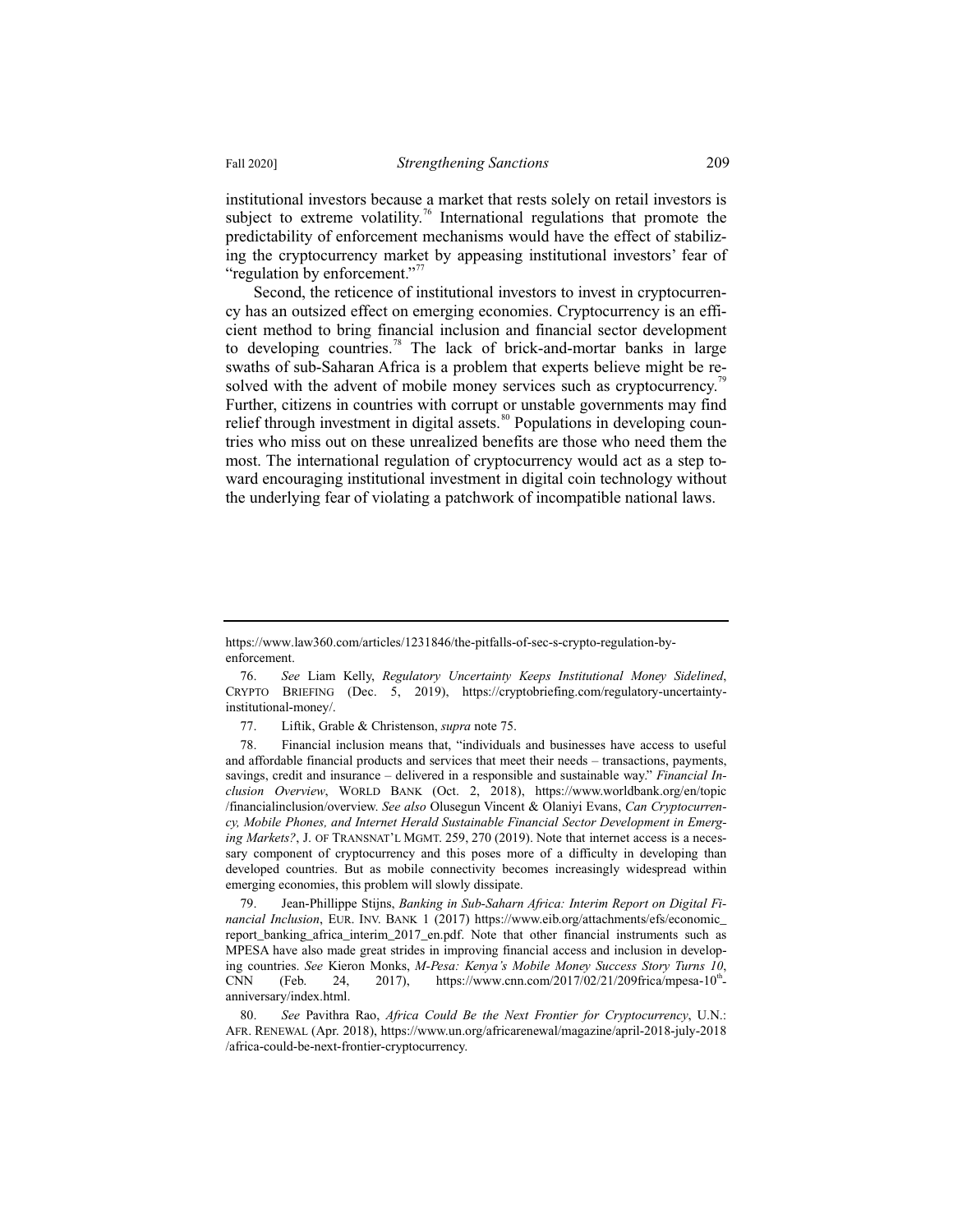institutional investors because a market that rests solely on retail investors is subject to extreme volatility.[76] International regulations that promote the predictability of enforcement mechanisms would have the effect of stabilizing the cryptocurrency market by appeasing institutional investors' fear of "regulation by enforcement."[77]

Second, the reticence of institutional investors to invest in cryptocurrency has an outsized effect on emerging economies. Cryptocurrency is an efficient method to bring financial inclusion and financial sector development to developing countries.[78] The lack of brick-and-mortar banks in large swaths of sub-Saharan Africa is a problem that experts believe might be resolved with the advent of mobile money services such as cryptocurrency.[79] Further, citizens in countries with corrupt or unstable governments may find relief through investment in digital assets.[80] Populations in developing countries who miss out on these unrealized benefits are those who need them the most. The international regulation of cryptocurrency would act as a step toward encouraging institutional investment in digital coin technology without the underlying fear of violating a patchwork of incompatible national laws.

---

https://www.law360.com/articles/1231846/the-pitfalls-of-sec-s-crypto-regulation-by-enforcement.

76. *See* Liam Kelly, *Regulatory Uncertainty Keeps Institutional Money Sidelined*, CRYPTO BRIEFING (Dec. 5, 2019), https://cryptobriefing.com/regulatory-uncertainty-institutional-money/.

77. Liftik, Grable & Christenson, *supra* note 75.

78. Financial inclusion means that, "individuals and businesses have access to useful and affordable financial products and services that meet their needs – transactions, payments, savings, credit and insurance – delivered in a responsible and sustainable way." *Financial Inclusion Overview*, WORLD BANK (Oct. 2, 2018), https://www.worldbank.org/en/topic/financialinclusion/overview. *See also* Olusegun Vincent & Olaniyi Evans, *Can Cryptocurrency, Mobile Phones, and Internet Herald Sustainable Financial Sector Development in Emerging Markets?*, J. OF TRANSNAT'L MGMT. 259, 270 (2019). Note that internet access is a necessary component of cryptocurrency and this poses more of a difficulty in developing than developed countries. But as mobile connectivity becomes increasingly widespread within emerging economies, this problem will slowly dissipate.

79. Jean-Phillippe Stijns, *Banking in Sub-Saharn Africa: Interim Report on Digital Financial Inclusion*, EUR. INV. BANK 1 (2017) https://www.eib.org/attachments/efs/economic_report_banking_africa_interim_2017_en.pdf. Note that other financial instruments such as MPESA have also made great strides in improving financial access and inclusion in developing countries. *See* Kieron Monks, *M-Pesa: Kenya's Mobile Money Success Story Turns 10*, CNN (Feb. 24, 2017), https://www.cnn.com/2017/02/21/209frica/mpesa-10th-anniversary/index.html.

80. *See* Pavithra Rao, *Africa Could Be the Next Frontier for Cryptocurrency*, U.N.: AFR. RENEWAL (Apr. 2018), https://www.un.org/africarenewal/magazine/april-2018-july-2018/africa-could-be-next-frontier-cryptocurrency.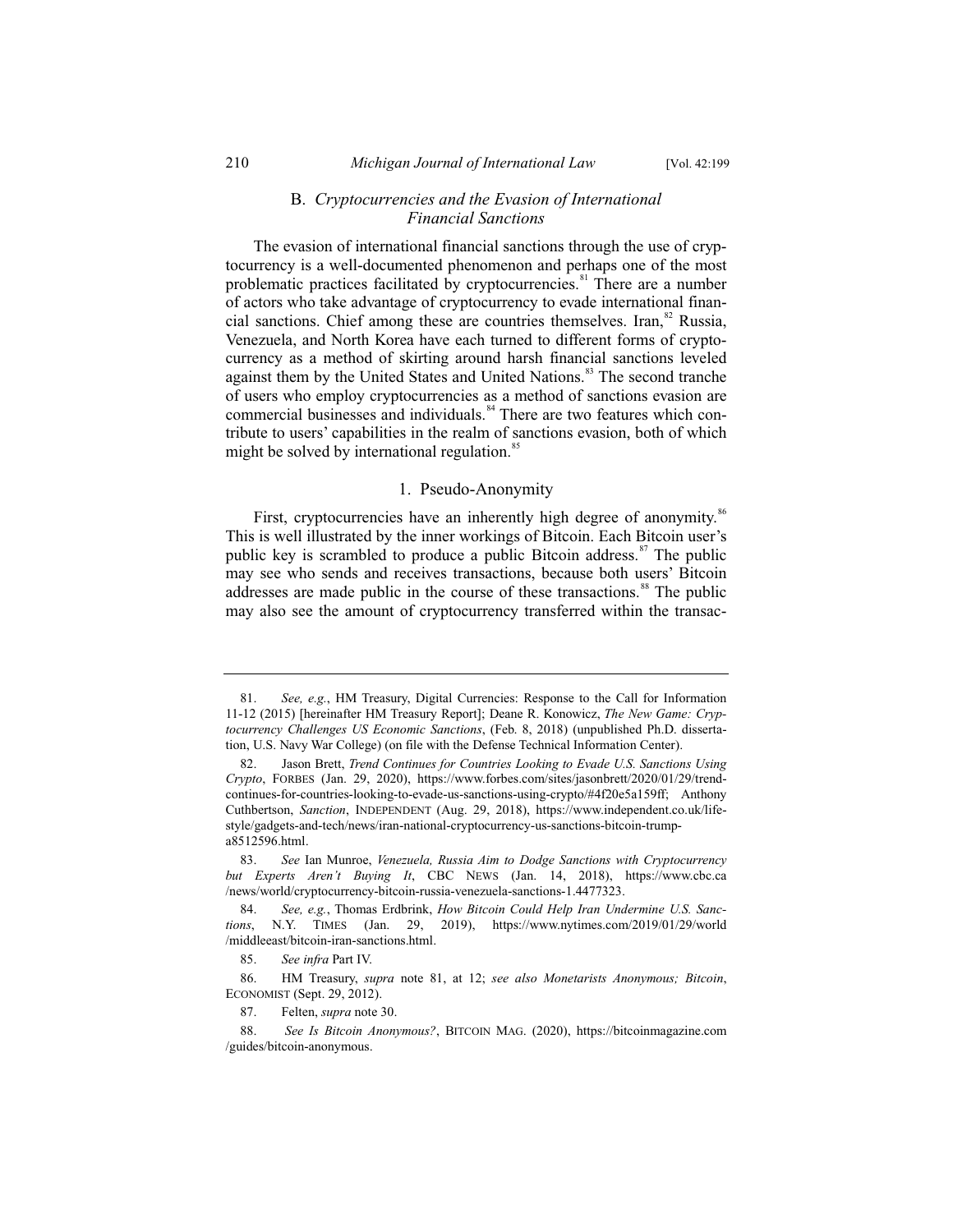### B. *Cryptocurrencies and the Evasion of International Financial Sanctions*

The evasion of international financial sanctions through the use of cryptocurrency is a well-documented phenomenon and perhaps one of the most problematic practices facilitated by cryptocurrencies.[81] There are a number of actors who take advantage of cryptocurrency to evade international financial sanctions. Chief among these are countries themselves. Iran,[82] Russia, Venezuela, and North Korea have each turned to different forms of cryptocurrency as a method of skirting around harsh financial sanctions leveled against them by the United States and United Nations.[83] The second tranche of users who employ cryptocurrencies as a method of sanctions evasion are commercial businesses and individuals.[84] There are two features which contribute to users' capabilities in the realm of sanctions evasion, both of which might be solved by international regulation.[85]

#### 1. Pseudo-Anonymity

First, cryptocurrencies have an inherently high degree of anonymity.[86] This is well illustrated by the inner workings of Bitcoin. Each Bitcoin user's public key is scrambled to produce a public Bitcoin address.[87] The public may see who sends and receives transactions, because both users' Bitcoin addresses are made public in the course of these transactions.[88] The public may also see the amount of cryptocurrency transferred within the transac-

---

81. *See, e.g.*, HM Treasury, Digital Currencies: Response to the Call for Information 11-12 (2015) [hereinafter HM Treasury Report]; Deane R. Konowicz, *The New Game: Cryptocurrency Challenges US Economic Sanctions*, (Feb. 8, 2018) (unpublished Ph.D. dissertation, U.S. Navy War College) (on file with the Defense Technical Information Center).

82. Jason Brett, *Trend Continues for Countries Looking to Evade U.S. Sanctions Using Crypto*, FORBES (Jan. 29, 2020), https://www.forbes.com/sites/jasonbrett/2020/01/29/trend-continues-for-countries-looking-to-evade-us-sanctions-using-crypto/#4f20e5a159ff; Anthony Cuthbertson, *Sanction*, INDEPENDENT (Aug. 29, 2018), https://www.independent.co.uk/life-style/gadgets-and-tech/news/iran-national-cryptocurrency-us-sanctions-bitcoin-trump-a8512596.html.

83. *See* Ian Munroe, *Venezuela, Russia Aim to Dodge Sanctions with Cryptocurrency but Experts Aren't Buying It*, CBC NEWS (Jan. 14, 2018), https://www.cbc.ca/news/world/cryptocurrency-bitcoin-russia-venezuela-sanctions-1.4477323.

84. *See, e.g.*, Thomas Erdbrink, *How Bitcoin Could Help Iran Undermine U.S. Sanctions*, N.Y. TIMES (Jan. 29, 2019), https://www.nytimes.com/2019/01/29/world/middleeast/bitcoin-iran-sanctions.html.

85. *See infra* Part IV.

86. HM Treasury, *supra* note 81, at 12; *see also Monetarists Anonymous; Bitcoin*, ECONOMIST (Sept. 29, 2012).

87. Felten, *supra* note 30.

88. *See Is Bitcoin Anonymous?*, BITCOIN MAG. (2020), https://bitcoinmagazine.com/guides/bitcoin-anonymous.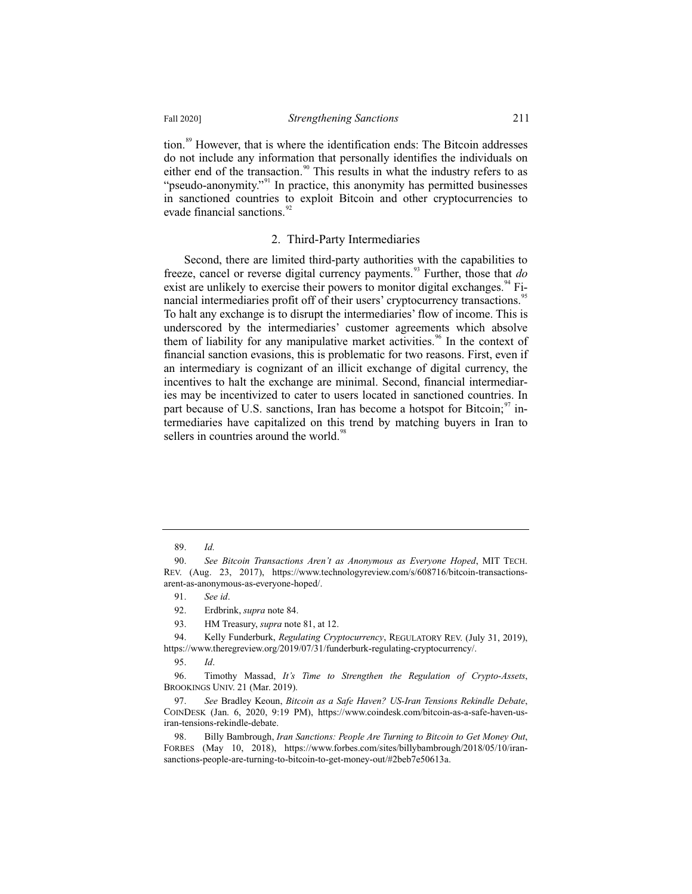tion.[89] However, that is where the identification ends: The Bitcoin addresses do not include any information that personally identifies the individuals on either end of the transaction.[90] This results in what the industry refers to as "pseudo-anonymity."[91] In practice, this anonymity has permitted businesses in sanctioned countries to exploit Bitcoin and other cryptocurrencies to evade financial sanctions.[92]

### 2. Third-Party Intermediaries

Second, there are limited third-party authorities with the capabilities to freeze, cancel or reverse digital currency payments.[93] Further, those that *do* exist are unlikely to exercise their powers to monitor digital exchanges.[94] Financial intermediaries profit off of their users' cryptocurrency transactions.[95] To halt any exchange is to disrupt the intermediaries' flow of income. This is underscored by the intermediaries' customer agreements which absolve them of liability for any manipulative market activities.[96] In the context of financial sanction evasions, this is problematic for two reasons. First, even if an intermediary is cognizant of an illicit exchange of digital currency, the incentives to halt the exchange are minimal. Second, financial intermediaries may be incentivized to cater to users located in sanctioned countries. In part because of U.S. sanctions, Iran has become a hotspot for Bitcoin;[97] intermediaries have capitalized on this trend by matching buyers in Iran to sellers in countries around the world.[98]

---

89. *Id.*

90. *See Bitcoin Transactions Aren't as Anonymous as Everyone Hoped*, MIT TECH. REV. (Aug. 23, 2017), https://www.technologyreview.com/s/608716/bitcoin-transactions-arent-as-anonymous-as-everyone-hoped/.

91. *See id*.

92. Erdbrink, *supra* note 84.

93. HM Treasury, *supra* note 81, at 12.

94. Kelly Funderburk, *Regulating Cryptocurrency*, REGULATORY REV. (July 31, 2019), https://www.theregreview.org/2019/07/31/funderburk-regulating-cryptocurrency/.

95. *Id*.

96. Timothy Massad, *It's Time to Strengthen the Regulation of Crypto-Assets*, BROOKINGS UNIV. 21 (Mar. 2019).

97. *See* Bradley Keoun, *Bitcoin as a Safe Haven? US-Iran Tensions Rekindle Debate*, COINDESK (Jan. 6, 2020, 9:19 PM), https://www.coindesk.com/bitcoin-as-a-safe-haven-us-iran-tensions-rekindle-debate.

98. Billy Bambrough, *Iran Sanctions: People Are Turning to Bitcoin to Get Money Out*, FORBES (May 10, 2018), https://www.forbes.com/sites/billybambrough/2018/05/10/iran-sanctions-people-are-turning-to-bitcoin-to-get-money-out/#2beb7e50613a.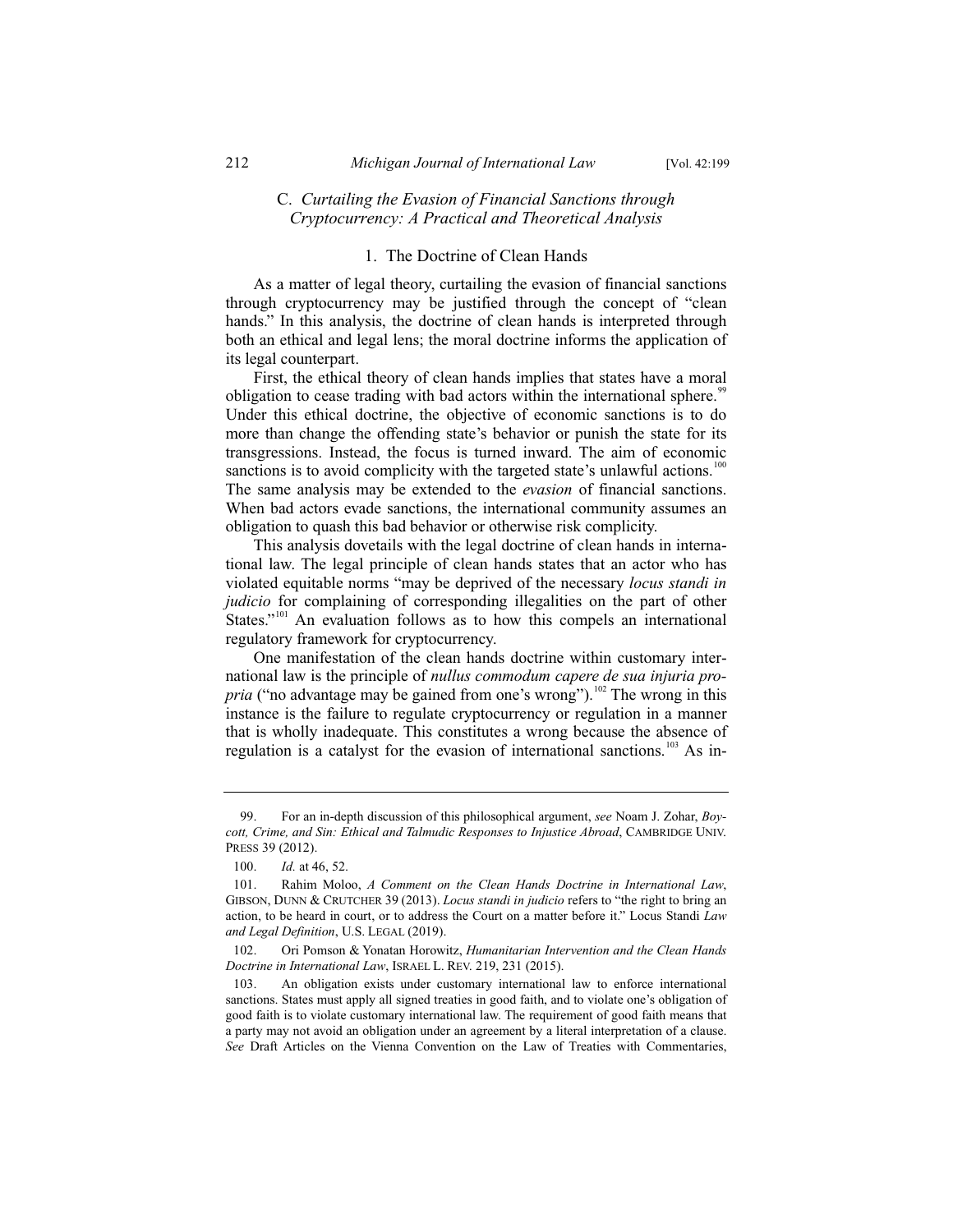### C. *Curtailing the Evasion of Financial Sanctions through Cryptocurrency: A Practical and Theoretical Analysis*

#### 1. The Doctrine of Clean Hands

As a matter of legal theory, curtailing the evasion of financial sanctions through cryptocurrency may be justified through the concept of "clean hands." In this analysis, the doctrine of clean hands is interpreted through both an ethical and legal lens; the moral doctrine informs the application of its legal counterpart.

First, the ethical theory of clean hands implies that states have a moral obligation to cease trading with bad actors within the international sphere.[99] Under this ethical doctrine, the objective of economic sanctions is to do more than change the offending state's behavior or punish the state for its transgressions. Instead, the focus is turned inward. The aim of economic sanctions is to avoid complicity with the targeted state's unlawful actions.[100] The same analysis may be extended to the *evasion* of financial sanctions. When bad actors evade sanctions, the international community assumes an obligation to quash this bad behavior or otherwise risk complicity.

This analysis dovetails with the legal doctrine of clean hands in international law. The legal principle of clean hands states that an actor who has violated equitable norms "may be deprived of the necessary *locus standi in judicio* for complaining of corresponding illegalities on the part of other States."[101] An evaluation follows as to how this compels an international regulatory framework for cryptocurrency.

One manifestation of the clean hands doctrine within customary international law is the principle of *nullus commodum capere de sua injuria propria* ("no advantage may be gained from one's wrong").[102] The wrong in this instance is the failure to regulate cryptocurrency or regulation in a manner that is wholly inadequate. This constitutes a wrong because the absence of regulation is a catalyst for the evasion of international sanctions.[103] As in-

---

99. For an in-depth discussion of this philosophical argument, *see* Noam J. Zohar, *Boycott, Crime, and Sin: Ethical and Talmudic Responses to Injustice Abroad*, CAMBRIDGE UNIV. PRESS 39 (2012).

100. *Id.* at 46, 52.

101. Rahim Moloo, *A Comment on the Clean Hands Doctrine in International Law*, GIBSON, DUNN & CRUTCHER 39 (2013). *Locus standi in judicio* refers to "the right to bring an action, to be heard in court, or to address the Court on a matter before it." Locus Standi *Law and Legal Definition*, U.S. LEGAL (2019).

102. Ori Pomson & Yonatan Horowitz, *Humanitarian Intervention and the Clean Hands Doctrine in International Law*, ISRAEL L. REV. 219, 231 (2015).

103. An obligation exists under customary international law to enforce international sanctions. States must apply all signed treaties in good faith, and to violate one's obligation of good faith is to violate customary international law. The requirement of good faith means that a party may not avoid an obligation under an agreement by a literal interpretation of a clause. *See* Draft Articles on the Vienna Convention on the Law of Treaties with Commentaries,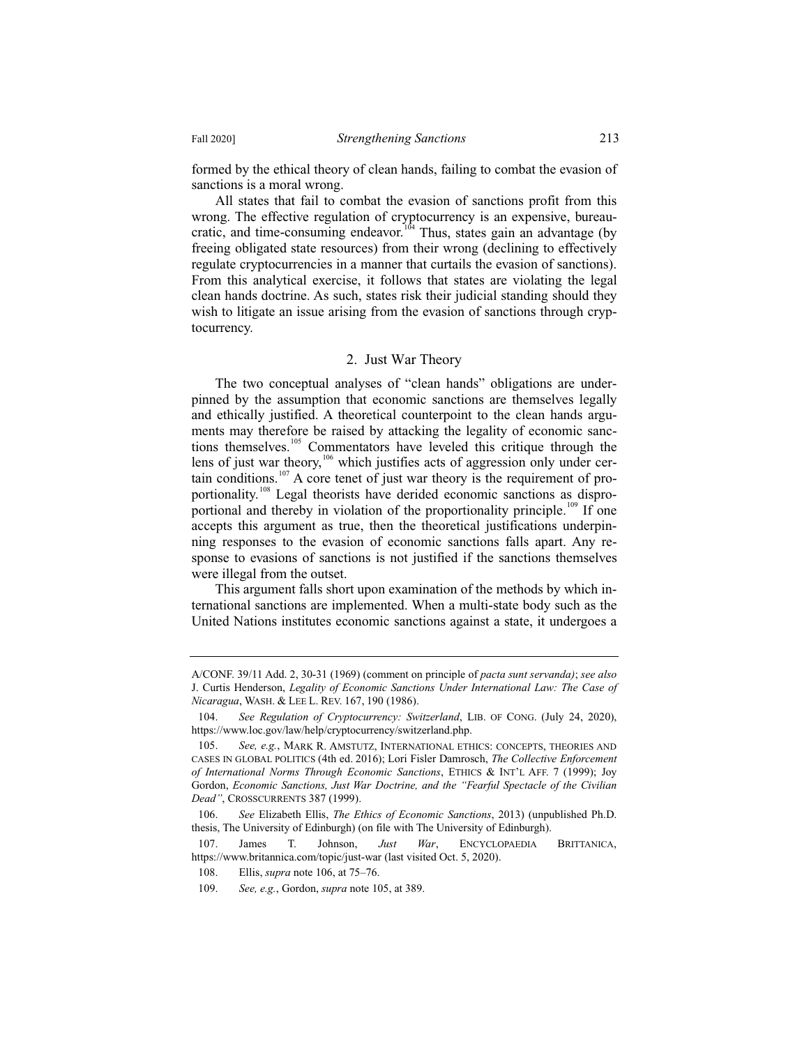formed by the ethical theory of clean hands, failing to combat the evasion of sanctions is a moral wrong.

All states that fail to combat the evasion of sanctions profit from this wrong. The effective regulation of cryptocurrency is an expensive, bureaucratic, and time-consuming endeavor.[104] Thus, states gain an advantage (by freeing obligated state resources) from their wrong (declining to effectively regulate cryptocurrencies in a manner that curtails the evasion of sanctions). From this analytical exercise, it follows that states are violating the legal clean hands doctrine. As such, states risk their judicial standing should they wish to litigate an issue arising from the evasion of sanctions through cryptocurrency.

### 2. Just War Theory

The two conceptual analyses of "clean hands" obligations are underpinned by the assumption that economic sanctions are themselves legally and ethically justified. A theoretical counterpoint to the clean hands arguments may therefore be raised by attacking the legality of economic sanctions themselves.[105] Commentators have leveled this critique through the lens of just war theory,[106] which justifies acts of aggression only under certain conditions.[107] A core tenet of just war theory is the requirement of proportionality.[108] Legal theorists have derided economic sanctions as disproportional and thereby in violation of the proportionality principle.[109] If one accepts this argument as true, then the theoretical justifications underpinning responses to the evasion of economic sanctions falls apart. Any response to evasions of sanctions is not justified if the sanctions themselves were illegal from the outset.

This argument falls short upon examination of the methods by which international sanctions are implemented. When a multi-state body such as the United Nations institutes economic sanctions against a state, it undergoes a

---

A/CONF. 39/11 Add. 2, 30-31 (1969) (comment on principle of *pacta sunt servanda)*; *see also* J. Curtis Henderson, *Legality of Economic Sanctions Under International Law: The Case of Nicaragua*, WASH. & LEE L. REV. 167, 190 (1986).

104. *See Regulation of Cryptocurrency: Switzerland*, LIB. OF CONG. (July 24, 2020), https://www.loc.gov/law/help/cryptocurrency/switzerland.php.

105. *See, e.g.*, MARK R. AMSTUTZ, INTERNATIONAL ETHICS: CONCEPTS, THEORIES AND CASES IN GLOBAL POLITICS (4th ed. 2016); Lori Fisler Damrosch, *The Collective Enforcement of International Norms Through Economic Sanctions*, ETHICS & INT'L AFF. 7 (1999); Joy Gordon, *Economic Sanctions, Just War Doctrine, and the "Fearful Spectacle of the Civilian Dead"*, CROSSCURRENTS 387 (1999).

106. *See* Elizabeth Ellis, *The Ethics of Economic Sanctions*, 2013) (unpublished Ph.D. thesis, The University of Edinburgh) (on file with The University of Edinburgh).

107. James T. Johnson, *Just War*, ENCYCLOPAEDIA BRITTANICA, https://www.britannica.com/topic/just-war (last visited Oct. 5, 2020).

108. Ellis, *supra* note 106, at 75–76.

109. *See, e.g.*, Gordon, *supra* note 105, at 389.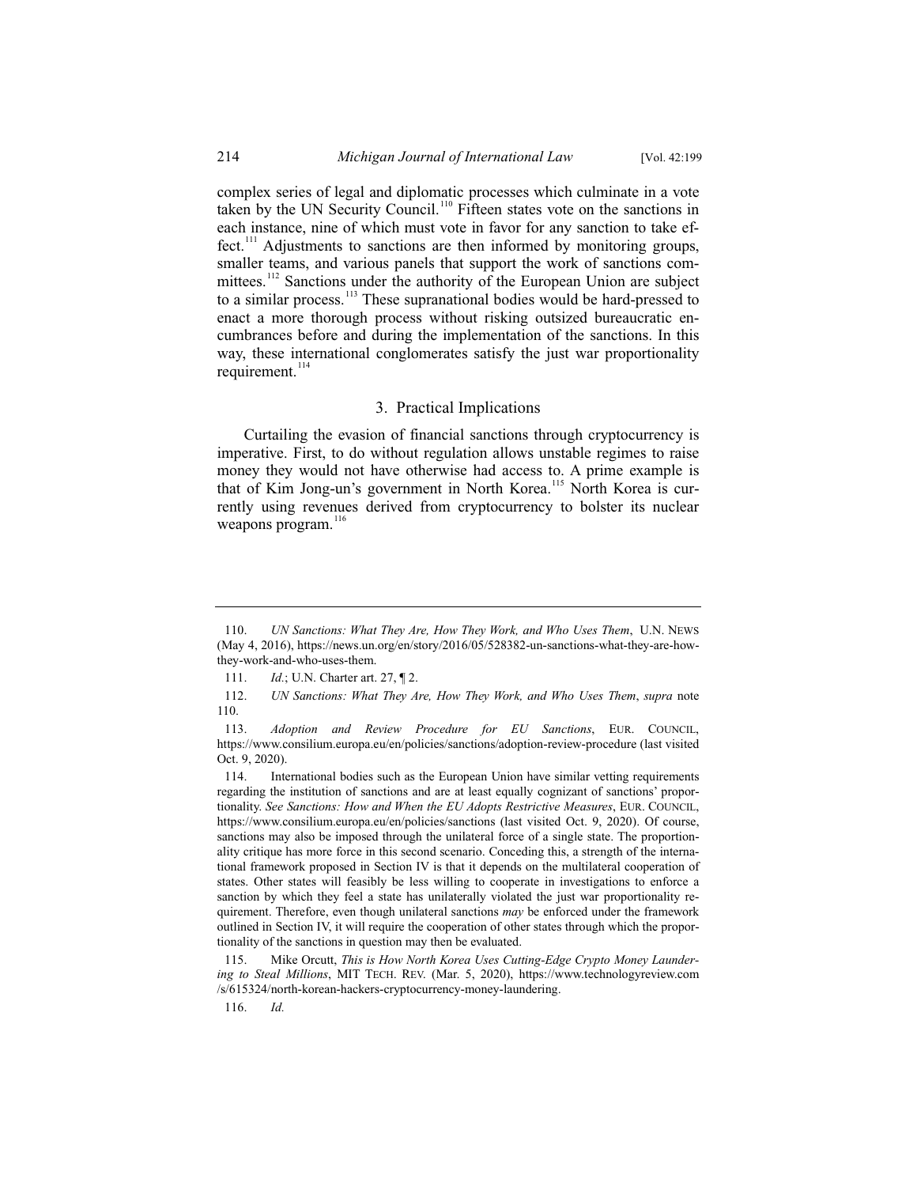complex series of legal and diplomatic processes which culminate in a vote taken by the UN Security Council.[110] Fifteen states vote on the sanctions in each instance, nine of which must vote in favor for any sanction to take effect.[111] Adjustments to sanctions are then informed by monitoring groups, smaller teams, and various panels that support the work of sanctions committees.[112] Sanctions under the authority of the European Union are subject to a similar process.[113] These supranational bodies would be hard-pressed to enact a more thorough process without risking outsized bureaucratic encumbrances before and during the implementation of the sanctions. In this way, these international conglomerates satisfy the just war proportionality requirement.[114]

### 3. Practical Implications

Curtailing the evasion of financial sanctions through cryptocurrency is imperative. First, to do without regulation allows unstable regimes to raise money they would not have otherwise had access to. A prime example is that of Kim Jong-un's government in North Korea.[115] North Korea is currently using revenues derived from cryptocurrency to bolster its nuclear weapons program.[116]

---

110. *UN Sanctions: What They Are, How They Work, and Who Uses Them*, U.N. NEWS (May 4, 2016), https://news.un.org/en/story/2016/05/528382-un-sanctions-what-they-are-how-they-work-and-who-uses-them.

111. *Id.*; U.N. Charter art. 27, ¶ 2.

112. *UN Sanctions: What They Are, How They Work, and Who Uses Them*, *supra* note 110.

113. *Adoption and Review Procedure for EU Sanctions*, EUR. COUNCIL, https://www.consilium.europa.eu/en/policies/sanctions/adoption-review-procedure (last visited Oct. 9, 2020).

114. International bodies such as the European Union have similar vetting requirements regarding the institution of sanctions and are at least equally cognizant of sanctions' proportionality. *See Sanctions: How and When the EU Adopts Restrictive Measures*, EUR. COUNCIL, https://www.consilium.europa.eu/en/policies/sanctions (last visited Oct. 9, 2020). Of course, sanctions may also be imposed through the unilateral force of a single state. The proportionality critique has more force in this second scenario. Conceding this, a strength of the international framework proposed in Section IV is that it depends on the multilateral cooperation of states. Other states will feasibly be less willing to cooperate in investigations to enforce a sanction by which they feel a state has unilaterally violated the just war proportionality requirement. Therefore, even though unilateral sanctions *may* be enforced under the framework outlined in Section IV, it will require the cooperation of other states through which the proportionality of the sanctions in question may then be evaluated.

115. Mike Orcutt, *This is How North Korea Uses Cutting-Edge Crypto Money Laundering to Steal Millions*, MIT TECH. REV. (Mar. 5, 2020), https://www.technologyreview.com/s/615324/north-korean-hackers-cryptocurrency-money-laundering.

116. *Id.*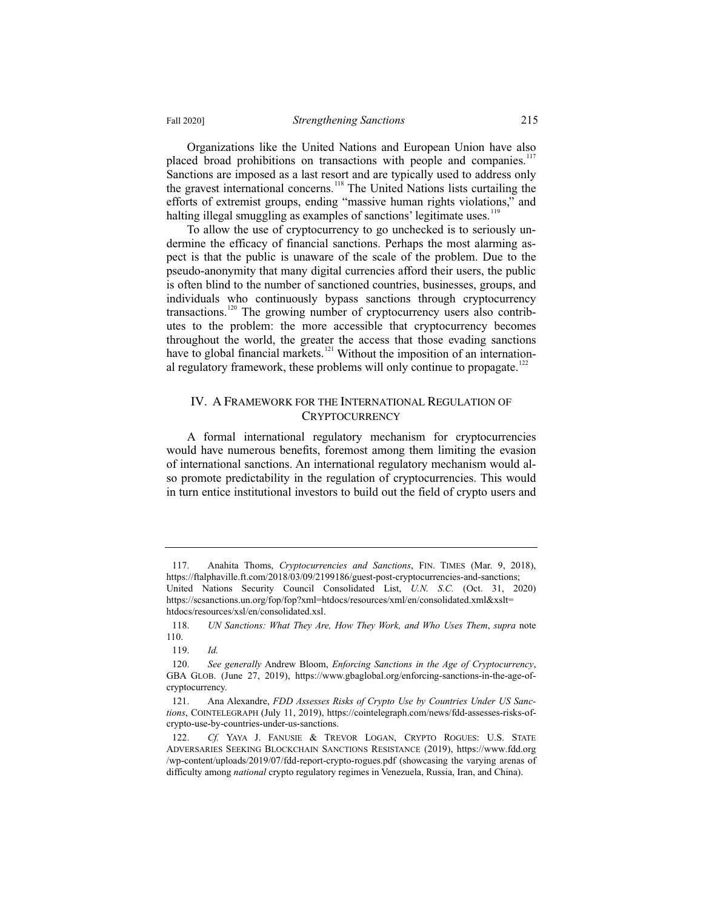Organizations like the United Nations and European Union have also placed broad prohibitions on transactions with people and companies.[117] Sanctions are imposed as a last resort and are typically used to address only the gravest international concerns.[118] The United Nations lists curtailing the efforts of extremist groups, ending "massive human rights violations," and halting illegal smuggling as examples of sanctions' legitimate uses.[119]

To allow the use of cryptocurrency to go unchecked is to seriously undermine the efficacy of financial sanctions. Perhaps the most alarming aspect is that the public is unaware of the scale of the problem. Due to the pseudo-anonymity that many digital currencies afford their users, the public is often blind to the number of sanctioned countries, businesses, groups, and individuals who continuously bypass sanctions through cryptocurrency transactions.[120] The growing number of cryptocurrency users also contributes to the problem: the more accessible that cryptocurrency becomes throughout the world, the greater the access that those evading sanctions have to global financial markets.[121] Without the imposition of an international regulatory framework, these problems will only continue to propagate.[122]

## IV. A FRAMEWORK FOR THE INTERNATIONAL REGULATION OF CRYPTOCURRENCY

A formal international regulatory mechanism for cryptocurrencies would have numerous benefits, foremost among them limiting the evasion of international sanctions. An international regulatory mechanism would also promote predictability in the regulation of cryptocurrencies. This would in turn entice institutional investors to build out the field of crypto users and

---

117. Anahita Thoms, *Cryptocurrencies and Sanctions*, FIN. TIMES (Mar. 9, 2018), https://ftalphaville.ft.com/2018/03/09/2199186/guest-post-cryptocurrencies-and-sanctions; United Nations Security Council Consolidated List, *U.N. S.C.* (Oct. 31, 2020) https://scsanctions.un.org/fop/fop?xml=htdocs/resources/xml/en/consolidated.xml&xslt=htdocs/resources/xsl/en/consolidated.xsl.

118. *UN Sanctions: What They Are, How They Work, and Who Uses Them*, *supra* note 110.

119. *Id.*

120. *See generally* Andrew Bloom, *Enforcing Sanctions in the Age of Cryptocurrency*, GBA GLOB. (June 27, 2019), https://www.gbaglobal.org/enforcing-sanctions-in-the-age-of-cryptocurrency.

121. Ana Alexandre, *FDD Assesses Risks of Crypto Use by Countries Under US Sanctions*, COINTELEGRAPH (July 11, 2019), https://cointelegraph.com/news/fdd-assesses-risks-of-crypto-use-by-countries-under-us-sanctions.

122. *Cf.* YAYA J. FANUSIE & TREVOR LOGAN, CRYPTO ROGUES: U.S. STATE ADVERSARIES SEEKING BLOCKCHAIN SANCTIONS RESISTANCE (2019), https://www.fdd.org/wp-content/uploads/2019/07/fdd-report-crypto-rogues.pdf (showcasing the varying arenas of difficulty among *national* crypto regulatory regimes in Venezuela, Russia, Iran, and China).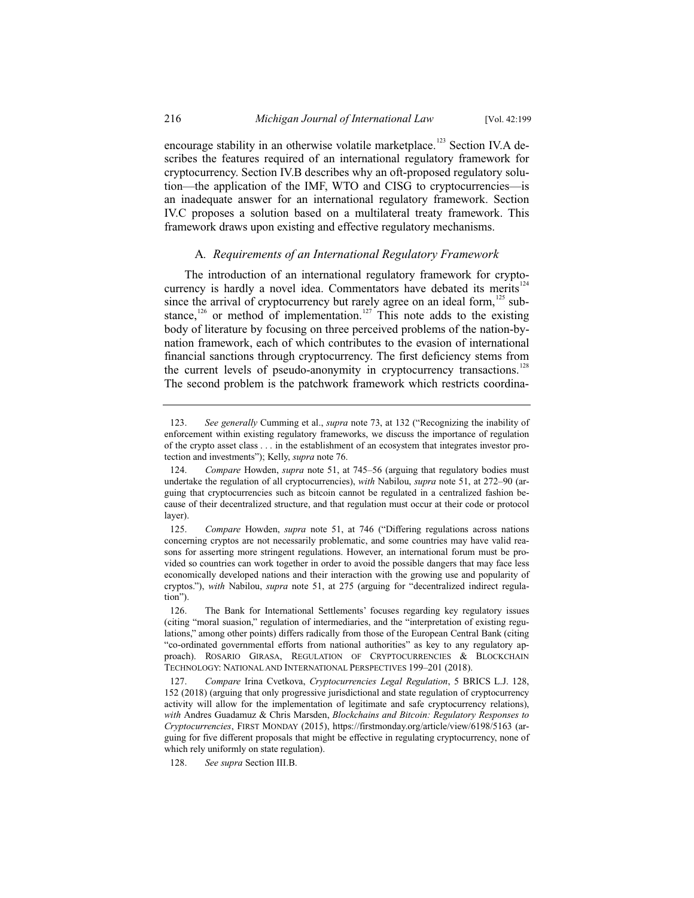encourage stability in an otherwise volatile marketplace.[123] Section IV.A describes the features required of an international regulatory framework for cryptocurrency. Section IV.B describes why an oft-proposed regulatory solution—the application of the IMF, WTO and CISG to cryptocurrencies—is an inadequate answer for an international regulatory framework. Section IV.C proposes a solution based on a multilateral treaty framework. This framework draws upon existing and effective regulatory mechanisms.

### A. *Requirements of an International Regulatory Framework*

The introduction of an international regulatory framework for cryptocurrency is hardly a novel idea. Commentators have debated its merits[124] since the arrival of cryptocurrency but rarely agree on an ideal form,[125] substance,[126] or method of implementation.[127] This note adds to the existing body of literature by focusing on three perceived problems of the nation-by-nation framework, each of which contributes to the evasion of international financial sanctions through cryptocurrency. The first deficiency stems from the current levels of pseudo-anonymity in cryptocurrency transactions.[128] The second problem is the patchwork framework which restricts coordina-

---

123. *See generally* Cumming et al., *supra* note 73, at 132 ("Recognizing the inability of enforcement within existing regulatory frameworks, we discuss the importance of regulation of the crypto asset class . . . in the establishment of an ecosystem that integrates investor protection and investments"); Kelly, *supra* note 76.

124. *Compare* Howden, *supra* note 51, at 745–56 (arguing that regulatory bodies must undertake the regulation of all cryptocurrencies), *with* Nabilou, *supra* note 51, at 272–90 (arguing that cryptocurrencies such as bitcoin cannot be regulated in a centralized fashion because of their decentralized structure, and that regulation must occur at their code or protocol layer).

125. *Compare* Howden, *supra* note 51, at 746 ("Differing regulations across nations concerning cryptos are not necessarily problematic, and some countries may have valid reasons for asserting more stringent regulations. However, an international forum must be provided so countries can work together in order to avoid the possible dangers that may face less economically developed nations and their interaction with the growing use and popularity of cryptos."), *with* Nabilou, *supra* note 51, at 275 (arguing for "decentralized indirect regulation").

126. The Bank for International Settlements' focuses regarding key regulatory issues (citing "moral suasion," regulation of intermediaries, and the "interpretation of existing regulations," among other points) differs radically from those of the European Central Bank (citing "co-ordinated governmental efforts from national authorities" as key to any regulatory approach). ROSARIO GIRASA, REGULATION OF CRYPTOCURRENCIES & BLOCKCHAIN TECHNOLOGY: NATIONAL AND INTERNATIONAL PERSPECTIVES 199–201 (2018).

127. *Compare* Irina Cvetkova, *Cryptocurrencies Legal Regulation*, 5 BRICS L.J. 128, 152 (2018) (arguing that only progressive jurisdictional and state regulation of cryptocurrency activity will allow for the implementation of legitimate and safe cryptocurrency relations), *with* Andres Guadamuz & Chris Marsden, *Blockchains and Bitcoin: Regulatory Responses to Cryptocurrencies*, FIRST MONDAY (2015), https://firstmonday.org/article/view/6198/5163 (arguing for five different proposals that might be effective in regulating cryptocurrency, none of which rely uniformly on state regulation).

128. *See supra* Section III.B.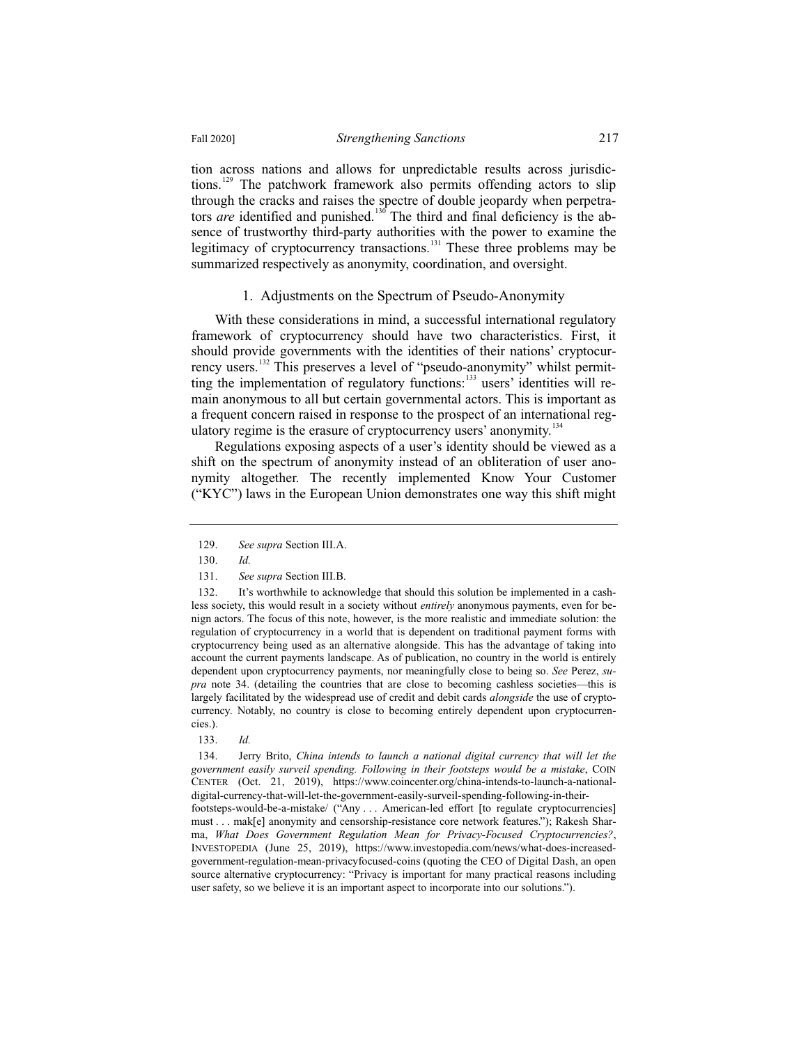tion across nations and allows for unpredictable results across jurisdictions.[129] The patchwork framework also permits offending actors to slip through the cracks and raises the spectre of double jeopardy when perpetrators *are* identified and punished.[130] The third and final deficiency is the absence of trustworthy third-party authorities with the power to examine the legitimacy of cryptocurrency transactions.[131] These three problems may be summarized respectively as anonymity, coordination, and oversight.

### 1. Adjustments on the Spectrum of Pseudo-Anonymity

With these considerations in mind, a successful international regulatory framework of cryptocurrency should have two characteristics. First, it should provide governments with the identities of their nations' cryptocurrency users.[132] This preserves a level of "pseudo-anonymity" whilst permitting the implementation of regulatory functions:[133] users' identities will remain anonymous to all but certain governmental actors. This is important as a frequent concern raised in response to the prospect of an international regulatory regime is the erasure of cryptocurrency users' anonymity.[134]

Regulations exposing aspects of a user's identity should be viewed as a shift on the spectrum of anonymity instead of an obliteration of user anonymity altogether. The recently implemented Know Your Customer ("KYC") laws in the European Union demonstrates one way this shift might

---

129. *See supra* Section III.A.

130. *Id.*

131. *See supra* Section III.B.

132. It's worthwhile to acknowledge that should this solution be implemented in a cashless society, this would result in a society without *entirely* anonymous payments, even for benign actors. The focus of this note, however, is the more realistic and immediate solution: the regulation of cryptocurrency in a world that is dependent on traditional payment forms with cryptocurrency being used as an alternative alongside. This has the advantage of taking into account the current payments landscape. As of publication, no country in the world is entirely dependent upon cryptocurrency payments, nor meaningfully close to being so. *See* Perez, *supra* note 34. (detailing the countries that are close to becoming cashless societies—this is largely facilitated by the widespread use of credit and debit cards *alongside* the use of cryptocurrency. Notably, no country is close to becoming entirely dependent upon cryptocurrencies.).

133. *Id.*

134. Jerry Brito, *China intends to launch a national digital currency that will let the government easily surveil spending. Following in their footsteps would be a mistake*, COIN CENTER (Oct. 21, 2019), https://www.coincenter.org/china-intends-to-launch-a-national-digital-currency-that-will-let-the-government-easily-surveil-spending-following-in-their-footsteps-would-be-a-mistake/ ("Any . . . American-led effort [to regulate cryptocurrencies] must . . . mak[e] anonymity and censorship-resistance core network features."); Rakesh Sharma, *What Does Government Regulation Mean for Privacy-Focused Cryptocurrencies?*, INVESTOPEDIA (June 25, 2019), https://www.investopedia.com/news/what-does-increased-government-regulation-mean-privacyfocused-coins (quoting the CEO of Digital Dash, an open source alternative cryptocurrency: "Privacy is important for many practical reasons including user safety, so we believe it is an important aspect to incorporate into our solutions.").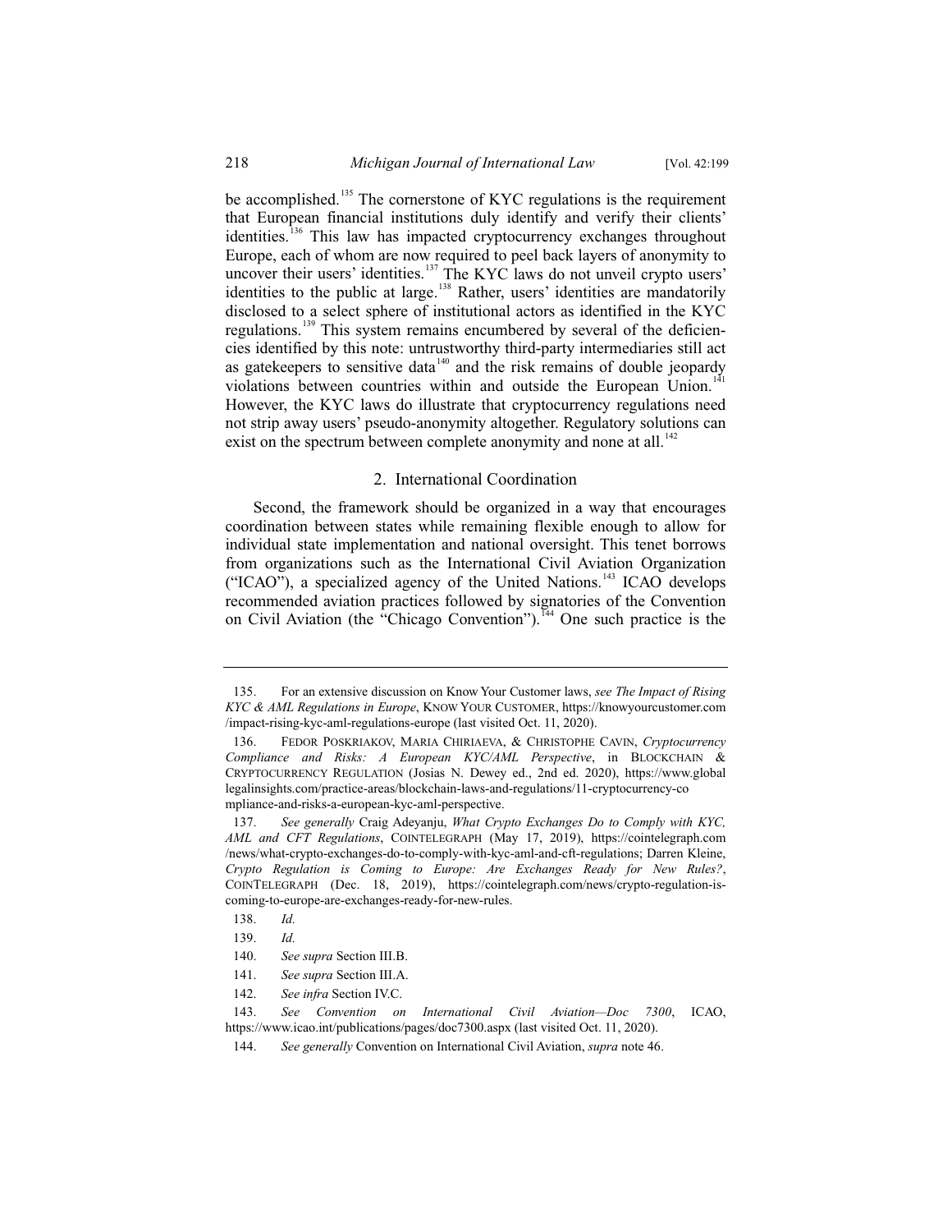be accomplished.[135] The cornerstone of KYC regulations is the requirement that European financial institutions duly identify and verify their clients' identities.[136] This law has impacted cryptocurrency exchanges throughout Europe, each of whom are now required to peel back layers of anonymity to uncover their users' identities.[137] The KYC laws do not unveil crypto users' identities to the public at large.[138] Rather, users' identities are mandatorily disclosed to a select sphere of institutional actors as identified in the KYC regulations.[139] This system remains encumbered by several of the deficiencies identified by this note: untrustworthy third-party intermediaries still act as gatekeepers to sensitive data[140] and the risk remains of double jeopardy violations between countries within and outside the European Union.[141] However, the KYC laws do illustrate that cryptocurrency regulations need not strip away users' pseudo-anonymity altogether. Regulatory solutions can exist on the spectrum between complete anonymity and none at all.[142]

### 2. International Coordination

Second, the framework should be organized in a way that encourages coordination between states while remaining flexible enough to allow for individual state implementation and national oversight. This tenet borrows from organizations such as the International Civil Aviation Organization ("ICAO"), a specialized agency of the United Nations.[143] ICAO develops recommended aviation practices followed by signatories of the Convention on Civil Aviation (the "Chicago Convention").[144] One such practice is the

---

135. For an extensive discussion on Know Your Customer laws, *see The Impact of Rising KYC & AML Regulations in Europe*, KNOW YOUR CUSTOMER, https://knowyourcustomer.com/impact-rising-kyc-aml-regulations-europe (last visited Oct. 11, 2020).

136. FEDOR POSKRIAKOV, MARIA CHIRIAEVA, & CHRISTOPHE CAVIN, *Cryptocurrency Compliance and Risks: A European KYC/AML Perspective*, in BLOCKCHAIN & CRYPTOCURRENCY REGULATION (Josias N. Dewey ed., 2nd ed. 2020), https://www.globallegalinsights.com/practice-areas/blockchain-laws-and-regulations/11-cryptocurrency-compliance-and-risks-a-european-kyc-aml-perspective.

137. *See generally* Craig Adeyanju, *What Crypto Exchanges Do to Comply with KYC, AML and CFT Regulations*, COINTELEGRAPH (May 17, 2019), https://cointelegraph.com/news/what-crypto-exchanges-do-to-comply-with-kyc-aml-and-cft-regulations; Darren Kleine, *Crypto Regulation is Coming to Europe: Are Exchanges Ready for New Rules?*, COINTELEGRAPH (Dec. 18, 2019), https://cointelegraph.com/news/crypto-regulation-is-coming-to-europe-are-exchanges-ready-for-new-rules.

138. *Id.*

139. *Id.*

140. *See supra* Section III.B.

141. *See supra* Section III.A.

142. *See infra* Section IV.C.

143. *See Convention on International Civil Aviation—Doc 7300*, ICAO, https://www.icao.int/publications/pages/doc7300.aspx (last visited Oct. 11, 2020).

144. *See generally* Convention on International Civil Aviation, *supra* note 46.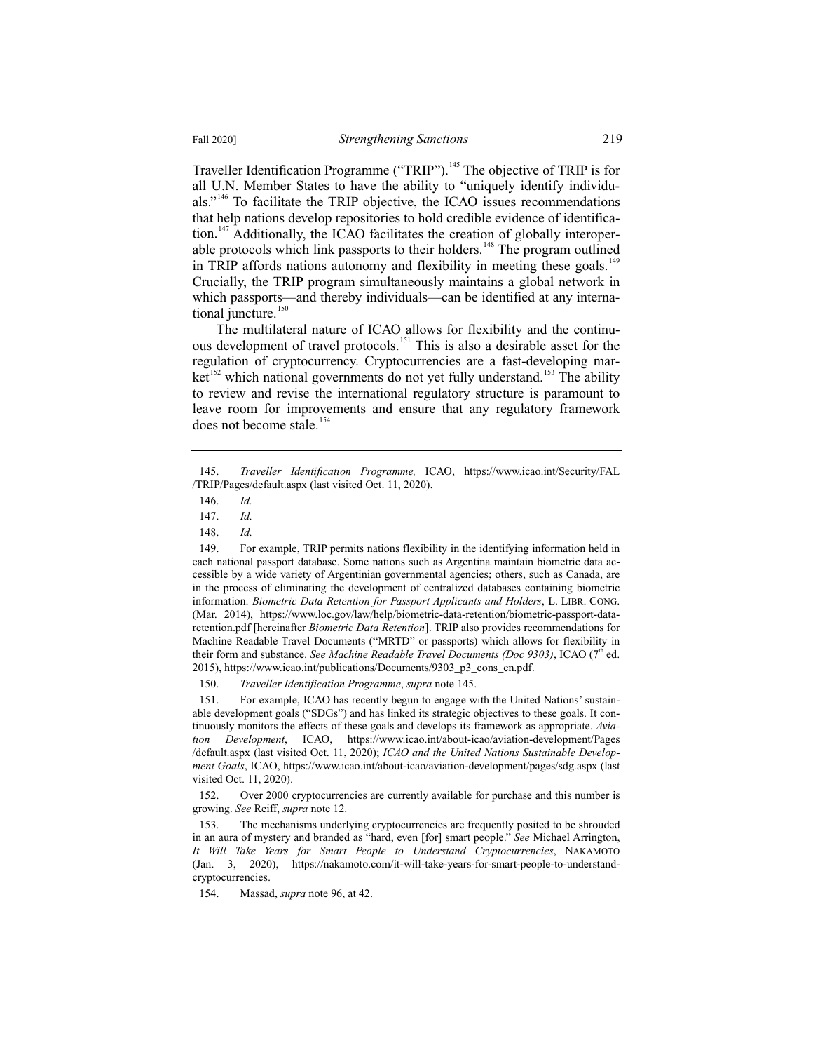Traveller Identification Programme ("TRIP").[145] The objective of TRIP is for all U.N. Member States to have the ability to "uniquely identify individuals."[146] To facilitate the TRIP objective, the ICAO issues recommendations that help nations develop repositories to hold credible evidence of identification.[147] Additionally, the ICAO facilitates the creation of globally interoperable protocols which link passports to their holders.[148] The program outlined in TRIP affords nations autonomy and flexibility in meeting these goals.[149] Crucially, the TRIP program simultaneously maintains a global network in which passports—and thereby individuals—can be identified at any international juncture.[150]

The multilateral nature of ICAO allows for flexibility and the continuous development of travel protocols.[151] This is also a desirable asset for the regulation of cryptocurrency. Cryptocurrencies are a fast-developing market[152] which national governments do not yet fully understand.[153] The ability to review and revise the international regulatory structure is paramount to leave room for improvements and ensure that any regulatory framework does not become stale.[154]

---

145. *Traveller Identification Programme,* ICAO, https://www.icao.int/Security/FAL/TRIP/Pages/default.aspx (last visited Oct. 11, 2020).

146. *Id.*

147. *Id.*

148. *Id.*

149. For example, TRIP permits nations flexibility in the identifying information held in each national passport database. Some nations such as Argentina maintain biometric data accessible by a wide variety of Argentinian governmental agencies; others, such as Canada, are in the process of eliminating the development of centralized databases containing biometric information. *Biometric Data Retention for Passport Applicants and Holders*, L. LIBR. CONG. (Mar. 2014), https://www.loc.gov/law/help/biometric-data-retention/biometric-passport-data-retention.pdf [hereinafter *Biometric Data Retention*]. TRIP also provides recommendations for Machine Readable Travel Documents ("MRTD" or passports) which allows for flexibility in their form and substance. *See Machine Readable Travel Documents (Doc 9303)*, ICAO (7th ed. 2015), https://www.icao.int/publications/Documents/9303_p3_cons_en.pdf.

150. *Traveller Identification Programme*, *supra* note 145.

151. For example, ICAO has recently begun to engage with the United Nations' sustainable development goals ("SDGs") and has linked its strategic objectives to these goals. It continuously monitors the effects of these goals and develops its framework as appropriate. *Aviation Development*, ICAO, https://www.icao.int/about-icao/aviation-development/Pages/default.aspx (last visited Oct. 11, 2020); *ICAO and the United Nations Sustainable Development Goals*, ICAO, https://www.icao.int/about-icao/aviation-development/pages/sdg.aspx (last visited Oct. 11, 2020).

152. Over 2000 cryptocurrencies are currently available for purchase and this number is growing. *See* Reiff, *supra* note 12.

153. The mechanisms underlying cryptocurrencies are frequently posited to be shrouded in an aura of mystery and branded as "hard, even [for] smart people." *See* Michael Arrington, *It Will Take Years for Smart People to Understand Cryptocurrencies*, NAKAMOTO (Jan. 3, 2020), https://nakamoto.com/it-will-take-years-for-smart-people-to-understand-cryptocurrencies.

154. Massad, *supra* note 96, at 42.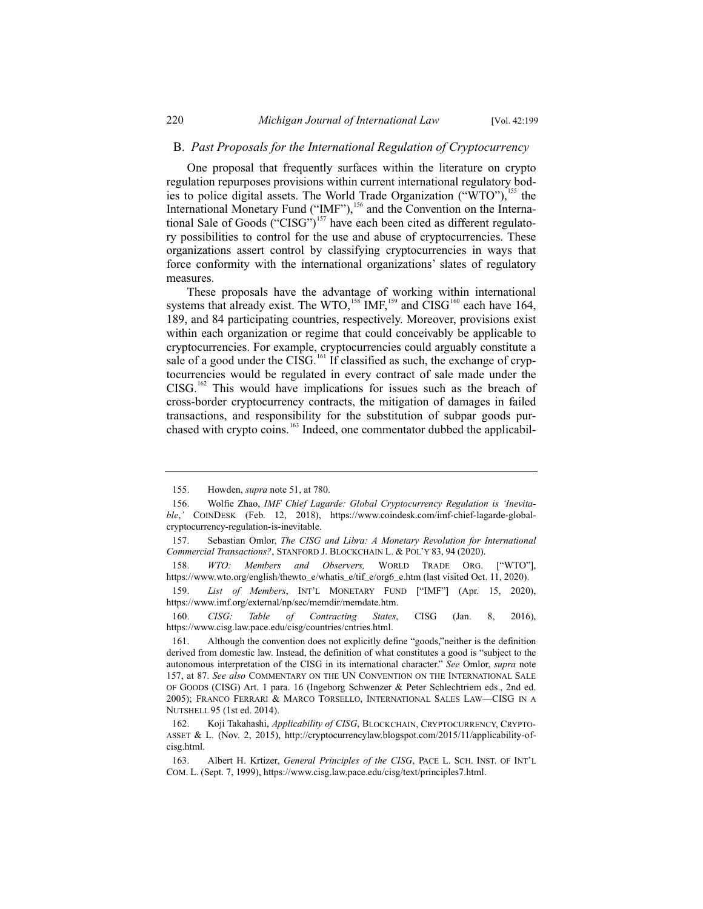### B. *Past Proposals for the International Regulation of Cryptocurrency*

One proposal that frequently surfaces within the literature on crypto regulation repurposes provisions within current international regulatory bodies to police digital assets. The World Trade Organization ("WTO"),[155] the International Monetary Fund ("IMF"),[156] and the Convention on the International Sale of Goods ("CISG")[157] have each been cited as different regulatory possibilities to control for the use and abuse of cryptocurrencies. These organizations assert control by classifying cryptocurrencies in ways that force conformity with the international organizations' slates of regulatory measures.

These proposals have the advantage of working within international systems that already exist. The WTO,[158] IMF,[159] and CISG[160] each have 164, 189, and 84 participating countries, respectively. Moreover, provisions exist within each organization or regime that could conceivably be applicable to cryptocurrencies. For example, cryptocurrencies could arguably constitute a sale of a good under the CISG.[161] If classified as such, the exchange of cryptocurrencies would be regulated in every contract of sale made under the CISG.[162] This would have implications for issues such as the breach of cross-border cryptocurrency contracts, the mitigation of damages in failed transactions, and responsibility for the substitution of subpar goods purchased with crypto coins.[163] Indeed, one commentator dubbed the applicabil-

---

155. Howden, *supra* note 51, at 780.

156. Wolfie Zhao, *IMF Chief Lagarde: Global Cryptocurrency Regulation is 'Inevitable,'* COINDESK (Feb. 12, 2018), https://www.coindesk.com/imf-chief-lagarde-global-cryptocurrency-regulation-is-inevitable.

157. Sebastian Omlor, *The CISG and Libra: A Monetary Revolution for International Commercial Transactions?*, STANFORD J. BLOCKCHAIN L. & POL'Y 83, 94 (2020).

158. *WTO: Members and Observers,* WORLD TRADE ORG. ["WTO"], https://www.wto.org/english/thewto_e/whatis_e/tif_e/org6_e.htm (last visited Oct. 11, 2020).

159. *List of Members*, INT'L MONETARY FUND ["IMF"] (Apr. 15, 2020), https://www.imf.org/external/np/sec/memdir/memdate.htm.

160. *CISG: Table of Contracting States*, CISG (Jan. 8, 2016), https://www.cisg.law.pace.edu/cisg/countries/cntries.html.

161. Although the convention does not explicitly define "goods,"neither is the definition derived from domestic law. Instead, the definition of what constitutes a good is "subject to the autonomous interpretation of the CISG in its international character." *See* Omlor, *supra* note 157, at 87. *See also* COMMENTARY ON THE UN CONVENTION ON THE INTERNATIONAL SALE OF GOODS (CISG) Art. 1 para. 16 (Ingeborg Schwenzer & Peter Schlechtriem eds., 2nd ed. 2005); FRANCO FERRARI & MARCO TORSELLO, INTERNATIONAL SALES LAW—CISG IN A NUTSHELL 95 (1st ed. 2014).

162. Koji Takahashi, *Applicability of CISG*, BLOCKCHAIN, CRYPTOCURRENCY, CRYPTO-ASSET & L. (Nov. 2, 2015), http://cryptocurrencylaw.blogspot.com/2015/11/applicability-of-cisg.html.

163. Albert H. Krtizer, *General Principles of the CISG*, PACE L. SCH. INST. OF INT'L COM. L. (Sept. 7, 1999), https://www.cisg.law.pace.edu/cisg/text/principles7.html.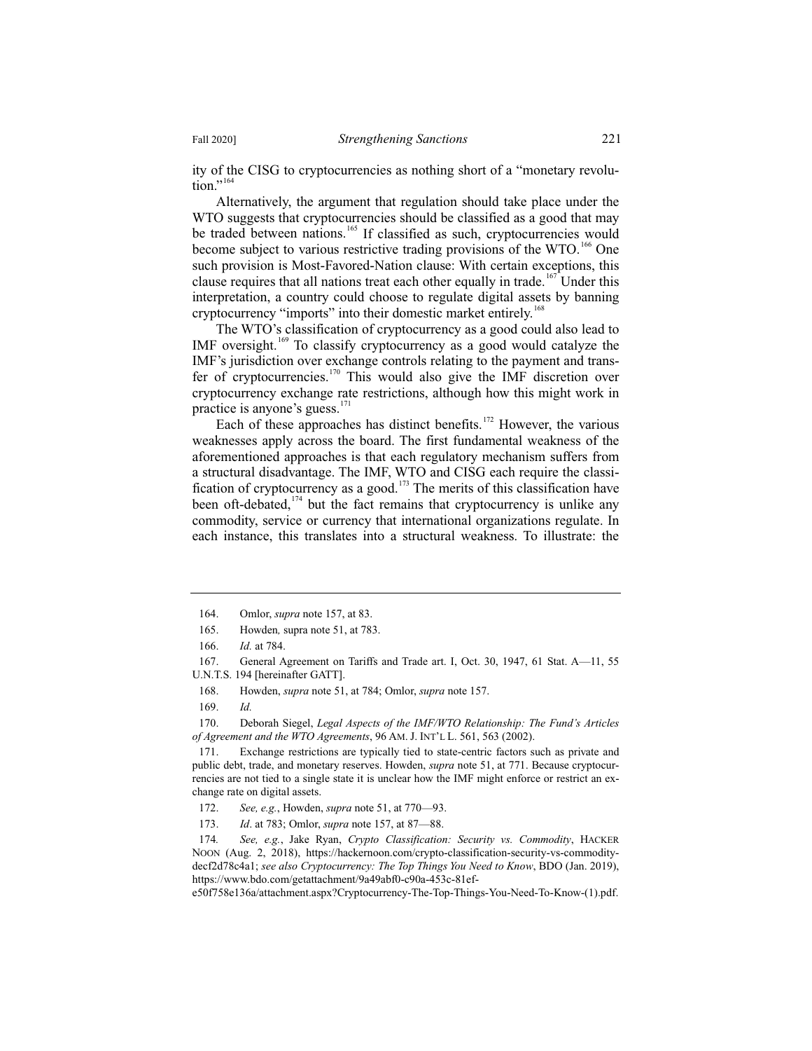ity of the CISG to cryptocurrencies as nothing short of a "monetary revolution."[164]

Alternatively, the argument that regulation should take place under the WTO suggests that cryptocurrencies should be classified as a good that may be traded between nations.[165] If classified as such, cryptocurrencies would become subject to various restrictive trading provisions of the WTO.[166] One such provision is Most-Favored-Nation clause: With certain exceptions, this clause requires that all nations treat each other equally in trade.[167] Under this interpretation, a country could choose to regulate digital assets by banning cryptocurrency "imports" into their domestic market entirely.[168]

The WTO's classification of cryptocurrency as a good could also lead to IMF oversight.[169] To classify cryptocurrency as a good would catalyze the IMF's jurisdiction over exchange controls relating to the payment and transfer of cryptocurrencies.[170] This would also give the IMF discretion over cryptocurrency exchange rate restrictions, although how this might work in practice is anyone's guess.[171]

Each of these approaches has distinct benefits.[172] However, the various weaknesses apply across the board. The first fundamental weakness of the aforementioned approaches is that each regulatory mechanism suffers from a structural disadvantage. The IMF, WTO and CISG each require the classification of cryptocurrency as a good.[173] The merits of this classification have been oft-debated,[174] but the fact remains that cryptocurrency is unlike any commodity, service or currency that international organizations regulate. In each instance, this translates into a structural weakness. To illustrate: the

---

164. Omlor, *supra* note 157, at 83.

165. Howden*,* supra note 51, at 783.

166. *Id.* at 784.

167. General Agreement on Tariffs and Trade art. I, Oct. 30, 1947, 61 Stat. A—11, 55 U.N.T.S. 194 [hereinafter GATT].

168. Howden, *supra* note 51, at 784; Omlor, *supra* note 157.

169. *Id.*

170. Deborah Siegel, *Legal Aspects of the IMF/WTO Relationship: The Fund's Articles of Agreement and the WTO Agreements*, 96 AM. J. INT'L L. 561, 563 (2002).

171. Exchange restrictions are typically tied to state-centric factors such as private and public debt, trade, and monetary reserves. Howden, *supra* note 51, at 771. Because cryptocurrencies are not tied to a single state it is unclear how the IMF might enforce or restrict an exchange rate on digital assets.

172. *See, e.g.*, Howden, *supra* note 51, at 770—93.

173. *Id*. at 783; Omlor, *supra* note 157, at 87—88.

174. *See, e.g.*, Jake Ryan, *Crypto Classification: Security vs. Commodity*, HACKER NOON (Aug. 2, 2018), https://hackernoon.com/crypto-classification-security-vs-commodity-decf2d78c4a1; *see also Cryptocurrency: The Top Things You Need to Know*, BDO (Jan. 2019), https://www.bdo.com/getattachment/9a49abf0-c90a-453c-81ef-e50f758e136a/attachment.aspx?Cryptocurrency-The-Top-Things-You-Need-To-Know-(1).pdf.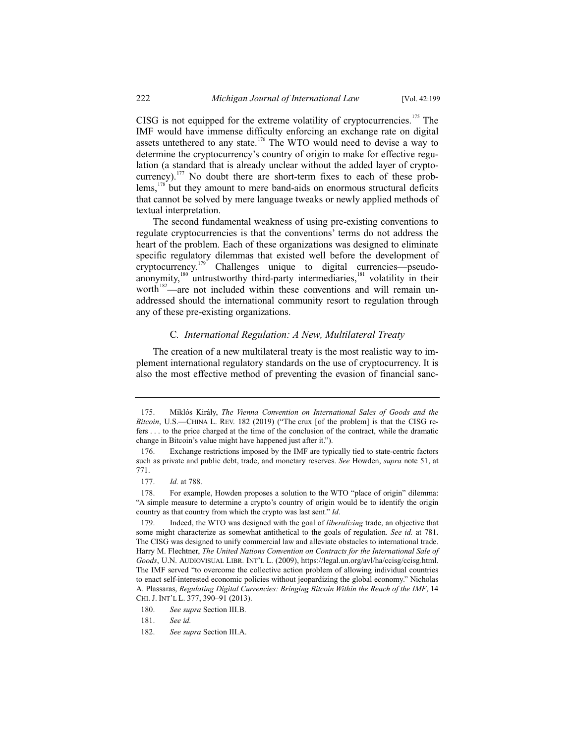CISG is not equipped for the extreme volatility of cryptocurrencies.[175] The IMF would have immense difficulty enforcing an exchange rate on digital assets untethered to any state.[176] The WTO would need to devise a way to determine the cryptocurrency's country of origin to make for effective regulation (a standard that is already unclear without the added layer of cryptocurrency).[177] No doubt there are short-term fixes to each of these problems,[178] but they amount to mere band-aids on enormous structural deficits that cannot be solved by mere language tweaks or newly applied methods of textual interpretation.

The second fundamental weakness of using pre-existing conventions to regulate cryptocurrencies is that the conventions' terms do not address the heart of the problem. Each of these organizations was designed to eliminate specific regulatory dilemmas that existed well before the development of cryptocurrency.[179] Challenges unique to digital currencies—pseudo-anonymity,[180] untrustworthy third-party intermediaries,[181] volatility in their worth[182]—are not included within these conventions and will remain unaddressed should the international community resort to regulation through any of these pre-existing organizations.

### C. *International Regulation: A New, Multilateral Treaty*

The creation of a new multilateral treaty is the most realistic way to implement international regulatory standards on the use of cryptocurrency. It is also the most effective method of preventing the evasion of financial sanc-

---

175. Miklós Király, *The Vienna Convention on International Sales of Goods and the Bitcoin*, U.S.—CHINA L. REV. 182 (2019) ("The crux [of the problem] is that the CISG refers . . . to the price charged at the time of the conclusion of the contract, while the dramatic change in Bitcoin's value might have happened just after it.").

176. Exchange restrictions imposed by the IMF are typically tied to state-centric factors such as private and public debt, trade, and monetary reserves. *See* Howden, *supra* note 51, at 771.

177. *Id.* at 788.

178. For example, Howden proposes a solution to the WTO "place of origin" dilemma: "A simple measure to determine a crypto's country of origin would be to identify the origin country as that country from which the crypto was last sent." *Id*.

179. Indeed, the WTO was designed with the goal of *liberalizing* trade, an objective that some might characterize as somewhat antithetical to the goals of regulation. *See id.* at 781. The CISG was designed to unify commercial law and alleviate obstacles to international trade. Harry M. Flechtner, *The United Nations Convention on Contracts for the International Sale of Goods*, U.N. AUDIOVISUAL LIBR. INT'L L. (2009), https://legal.un.org/avl/ha/ccisg/ccisg.html. The IMF served "to overcome the collective action problem of allowing individual countries to enact self-interested economic policies without jeopardizing the global economy." Nicholas A. Plassaras, *Regulating Digital Currencies: Bringing Bitcoin Within the Reach of the IMF*, 14 CHI. J. INT'L L. 377, 390–91 (2013).

180. *See supra* Section III.B.

181. *See id.*

182. *See supra* Section III.A.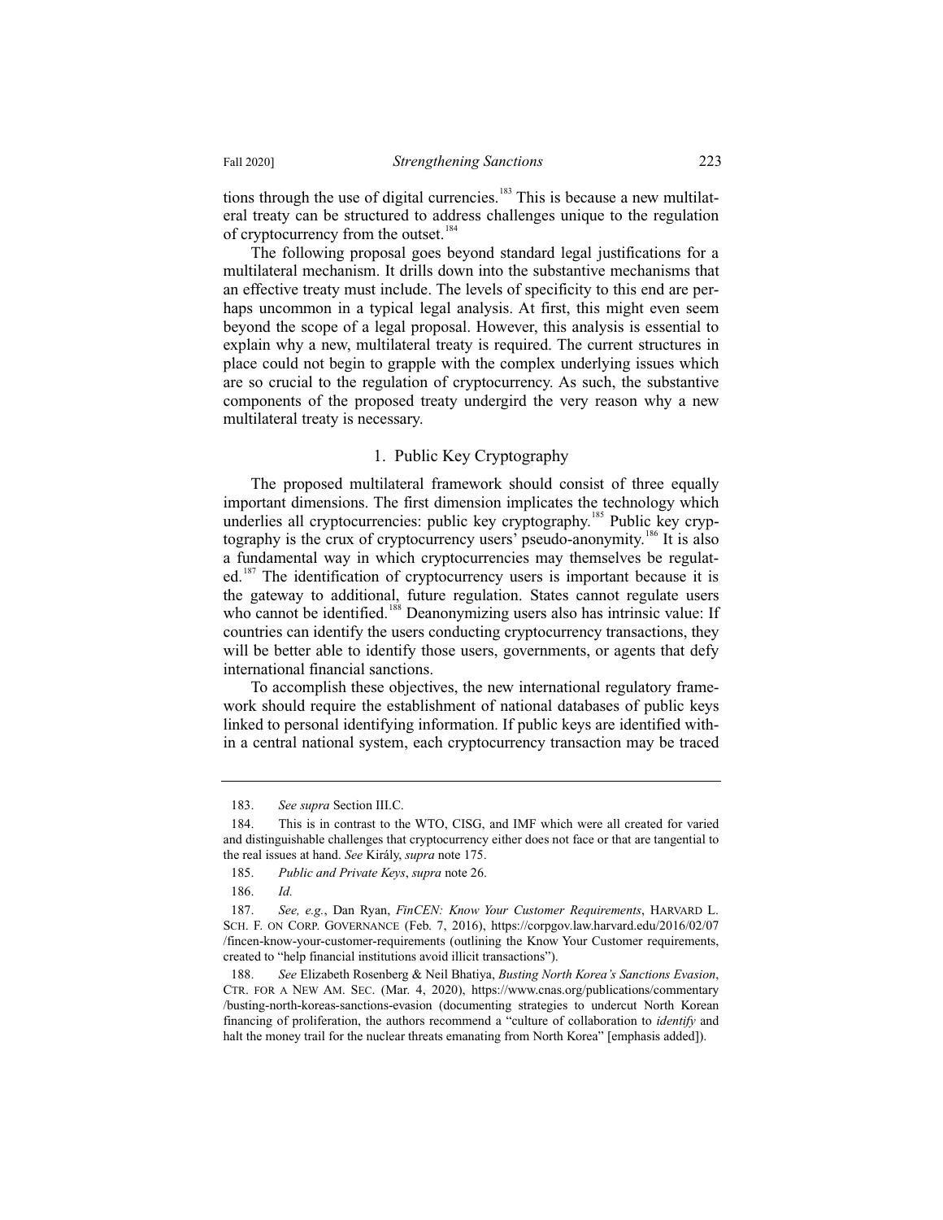tions through the use of digital currencies.[183] This is because a new multilateral treaty can be structured to address challenges unique to the regulation of cryptocurrency from the outset.[184]

The following proposal goes beyond standard legal justifications for a multilateral mechanism. It drills down into the substantive mechanisms that an effective treaty must include. The levels of specificity to this end are perhaps uncommon in a typical legal analysis. At first, this might even seem beyond the scope of a legal proposal. However, this analysis is essential to explain why a new, multilateral treaty is required. The current structures in place could not begin to grapple with the complex underlying issues which are so crucial to the regulation of cryptocurrency. As such, the substantive components of the proposed treaty undergird the very reason why a new multilateral treaty is necessary.

### 1. Public Key Cryptography

The proposed multilateral framework should consist of three equally important dimensions. The first dimension implicates the technology which underlies all cryptocurrencies: public key cryptography.[185] Public key cryptography is the crux of cryptocurrency users' pseudo-anonymity.[186] It is also a fundamental way in which cryptocurrencies may themselves be regulated.[187] The identification of cryptocurrency users is important because it is the gateway to additional, future regulation. States cannot regulate users who cannot be identified.[188] Deanonymizing users also has intrinsic value: If countries can identify the users conducting cryptocurrency transactions, they will be better able to identify those users, governments, or agents that defy international financial sanctions.

To accomplish these objectives, the new international regulatory framework should require the establishment of national databases of public keys linked to personal identifying information. If public keys are identified within a central national system, each cryptocurrency transaction may be traced

---

183. *See supra* Section III.C.

184. This is in contrast to the WTO, CISG, and IMF which were all created for varied and distinguishable challenges that cryptocurrency either does not face or that are tangential to the real issues at hand. *See* Király, *supra* note 175.

185. *Public and Private Keys*, *supra* note 26.

186. *Id.*

187. *See, e.g.*, Dan Ryan, *FinCEN: Know Your Customer Requirements*, HARVARD L. SCH. F. ON CORP. GOVERNANCE (Feb. 7, 2016), https://corpgov.law.harvard.edu/2016/02/07/fincen-know-your-customer-requirements (outlining the Know Your Customer requirements, created to "help financial institutions avoid illicit transactions").

188. *See* Elizabeth Rosenberg & Neil Bhatiya, *Busting North Korea's Sanctions Evasion*, CTR. FOR A NEW AM. SEC. (Mar. 4, 2020), https://www.cnas.org/publications/commentary/busting-north-koreas-sanctions-evasion (documenting strategies to undercut North Korean financing of proliferation, the authors recommend a "culture of collaboration to *identify* and halt the money trail for the nuclear threats emanating from North Korea" [emphasis added]).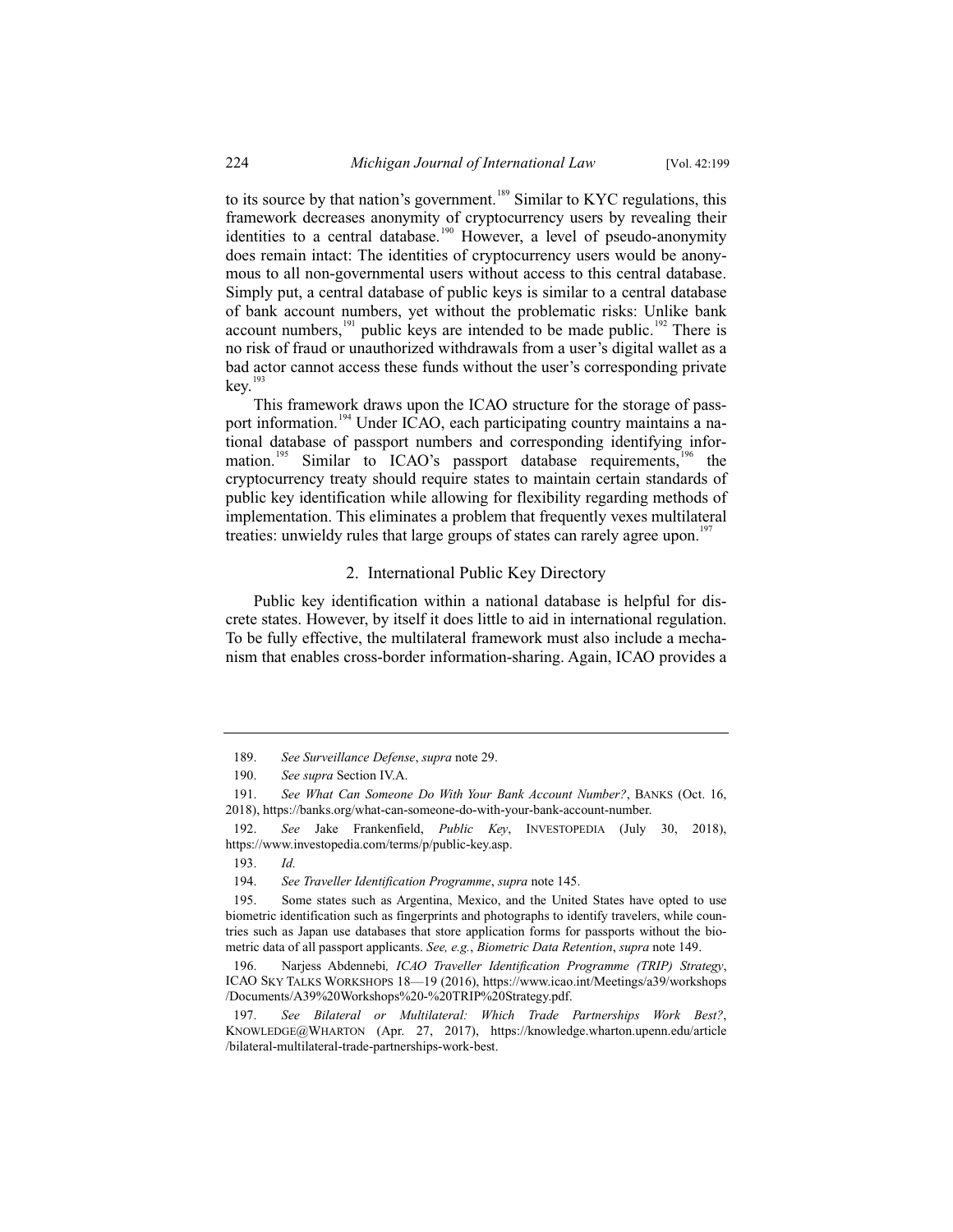to its source by that nation's government.[189] Similar to KYC regulations, this framework decreases anonymity of cryptocurrency users by revealing their identities to a central database.[190] However, a level of pseudo-anonymity does remain intact: The identities of cryptocurrency users would be anonymous to all non-governmental users without access to this central database. Simply put, a central database of public keys is similar to a central database of bank account numbers, yet without the problematic risks: Unlike bank account numbers,[191] public keys are intended to be made public.[192] There is no risk of fraud or unauthorized withdrawals from a user's digital wallet as a bad actor cannot access these funds without the user's corresponding private key.[193]

This framework draws upon the ICAO structure for the storage of passport information.[194] Under ICAO, each participating country maintains a national database of passport numbers and corresponding identifying information.[195] Similar to ICAO's passport database requirements,[196] the cryptocurrency treaty should require states to maintain certain standards of public key identification while allowing for flexibility regarding methods of implementation. This eliminates a problem that frequently vexes multilateral treaties: unwieldy rules that large groups of states can rarely agree upon.[197]

### 2. International Public Key Directory

Public key identification within a national database is helpful for discrete states. However, by itself it does little to aid in international regulation. To be fully effective, the multilateral framework must also include a mechanism that enables cross-border information-sharing. Again, ICAO provides a

---

189. *See Surveillance Defense*, *supra* note 29.

190. *See supra* Section IV.A.

191. *See What Can Someone Do With Your Bank Account Number?*, BANKS (Oct. 16, 2018), https://banks.org/what-can-someone-do-with-your-bank-account-number.

192. *See* Jake Frankenfield, *Public Key*, INVESTOPEDIA (July 30, 2018), https://www.investopedia.com/terms/p/public-key.asp.

193. *Id.*

194. *See Traveller Identification Programme*, *supra* note 145.

195. Some states such as Argentina, Mexico, and the United States have opted to use biometric identification such as fingerprints and photographs to identify travelers, while countries such as Japan use databases that store application forms for passports without the biometric data of all passport applicants. *See, e.g.*, *Biometric Data Retention*, *supra* note 149.

196. Narjess Abdennebi*, ICAO Traveller Identification Programme (TRIP) Strategy*, ICAO SKY TALKS WORKSHOPS 18—19 (2016), https://www.icao.int/Meetings/a39/workshops/Documents/A39%20Workshops%20-%20TRIP%20Strategy.pdf.

197. *See Bilateral or Multilateral: Which Trade Partnerships Work Best?*, KNOWLEDGE@WHARTON (Apr. 27, 2017), https://knowledge.wharton.upenn.edu/article/bilateral-multilateral-trade-partnerships-work-best.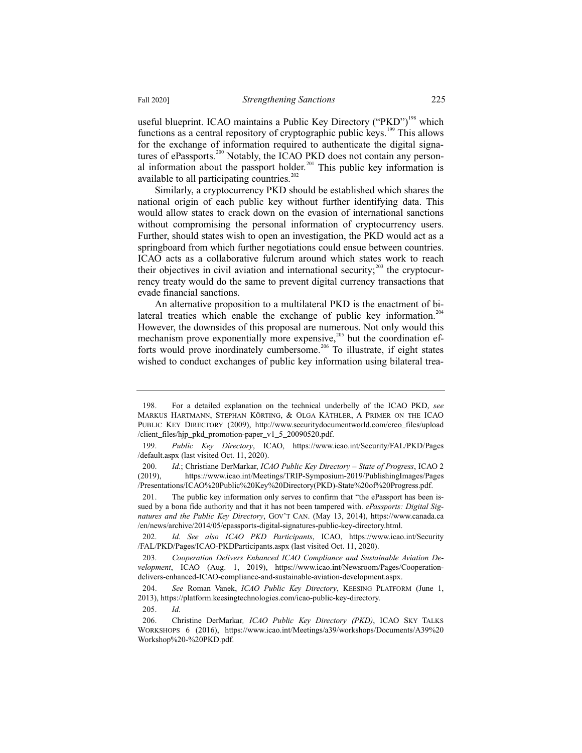useful blueprint. ICAO maintains a Public Key Directory ("PKD")[198] which functions as a central repository of cryptographic public keys.[199] This allows for the exchange of information required to authenticate the digital signatures of ePassports.[200] Notably, the ICAO PKD does not contain any personal information about the passport holder.[201] This public key information is available to all participating countries.[202]

Similarly, a cryptocurrency PKD should be established which shares the national origin of each public key without further identifying data. This would allow states to crack down on the evasion of international sanctions without compromising the personal information of cryptocurrency users. Further, should states wish to open an investigation, the PKD would act as a springboard from which further negotiations could ensue between countries. ICAO acts as a collaborative fulcrum around which states work to reach their objectives in civil aviation and international security;[203] the cryptocurrency treaty would do the same to prevent digital currency transactions that evade financial sanctions.

An alternative proposition to a multilateral PKD is the enactment of bilateral treaties which enable the exchange of public key information.[204] However, the downsides of this proposal are numerous. Not only would this mechanism prove exponentially more expensive,[205] but the coordination efforts would prove inordinately cumbersome.[206] To illustrate, if eight states wished to conduct exchanges of public key information using bilateral trea-

---

198. For a detailed explanation on the technical underbelly of the ICAO PKD, *see* MARKUS HARTMANN, STEPHAN KÖRTING, & OLGA KÄTHLER, A PRIMER ON THE ICAO PUBLIC KEY DIRECTORY (2009), http://www.securitydocumentworld.com/creo_files/upload/client_files/hjp_pkd_promotion-paper_v1_5_20090520.pdf.

199. *Public Key Directory*, ICAO, https://www.icao.int/Security/FAL/PKD/Pages/default.aspx (last visited Oct. 11, 2020).

200. *Id.*; Christiane DerMarkar, *ICAO Public Key Directory – State of Progress*, ICAO 2 (2019), https://www.icao.int/Meetings/TRIP-Symposium-2019/PublishingImages/Pages/Presentations/ICAO%20Public%20Key%20Directory(PKD)-State%20of%20Progress.pdf.

201. The public key information only serves to confirm that "the ePassport has been issued by a bona fide authority and that it has not been tampered with. *ePassports: Digital Signatures and the Public Key Directory*, GOV'T CAN. (May 13, 2014), https://www.canada.ca/en/news/archive/2014/05/epassports-digital-signatures-public-key-directory.html.

202. *Id. See also ICAO PKD Participants*, ICAO, https://www.icao.int/Security/FAL/PKD/Pages/ICAO-PKDParticipants.aspx (last visited Oct. 11, 2020).

203. *Cooperation Delivers Enhanced ICAO Compliance and Sustainable Aviation Development*, ICAO (Aug. 1, 2019), https://www.icao.int/Newsroom/Pages/Cooperation-delivers-enhanced-ICAO-compliance-and-sustainable-aviation-development.aspx.

204. *See* Roman Vanek, *ICAO Public Key Directory*, KEESING PLATFORM (June 1, 2013), https://platform.keesingtechnologies.com/icao-public-key-directory.

205. *Id.*

206. Christine DerMarkar, *ICAO Public Key Directory (PKD)*, ICAO SKY TALKS WORKSHOPS 6 (2016), https://www.icao.int/Meetings/a39/workshops/Documents/A39%20Workshop%20-%20PKD.pdf.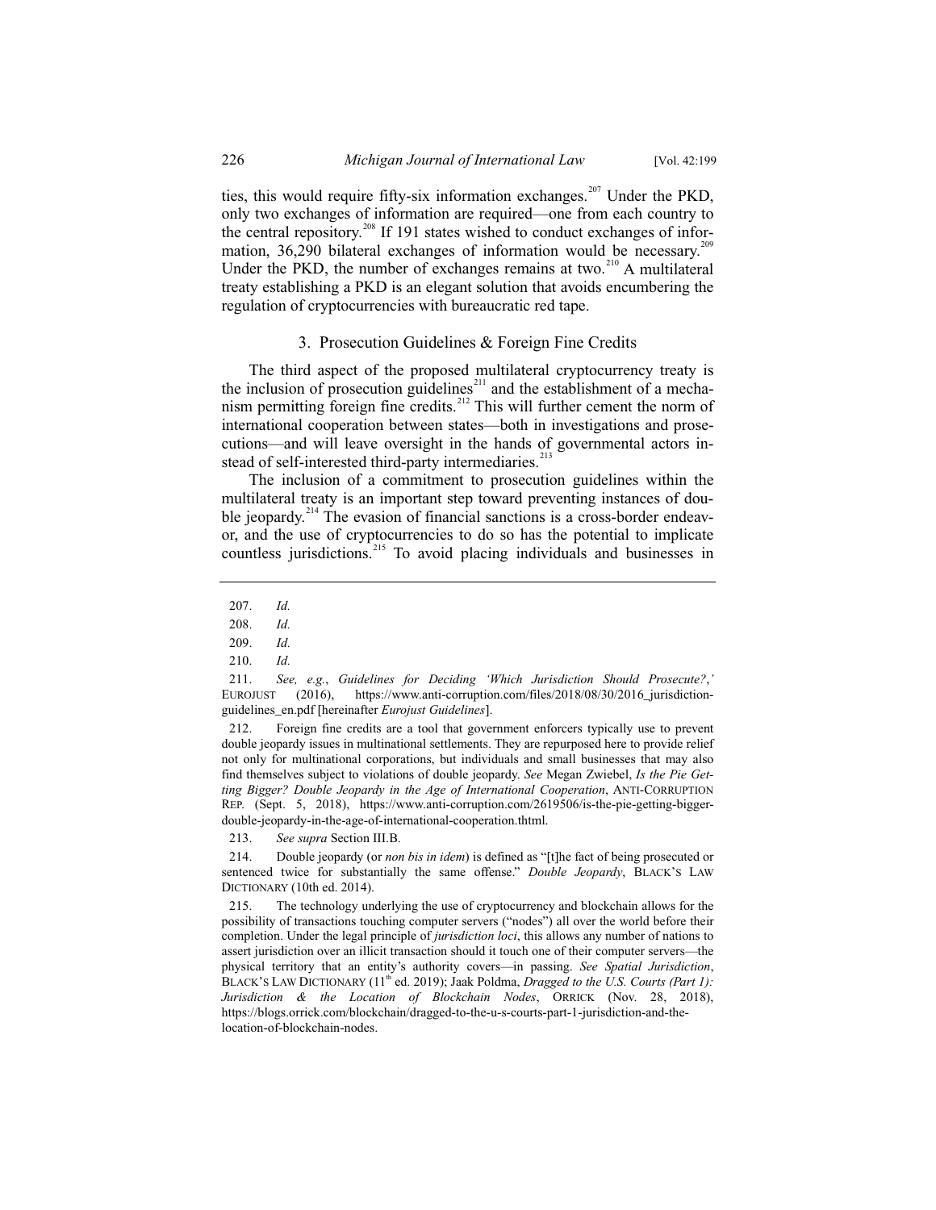ties, this would require fifty-six information exchanges.[207] Under the PKD, only two exchanges of information are required—one from each country to the central repository.[208] If 191 states wished to conduct exchanges of information, 36,290 bilateral exchanges of information would be necessary.[209] Under the PKD, the number of exchanges remains at two.[210] A multilateral treaty establishing a PKD is an elegant solution that avoids encumbering the regulation of cryptocurrencies with bureaucratic red tape.

### 3. Prosecution Guidelines & Foreign Fine Credits

The third aspect of the proposed multilateral cryptocurrency treaty is the inclusion of prosecution guidelines[211] and the establishment of a mechanism permitting foreign fine credits.[212] This will further cement the norm of international cooperation between states—both in investigations and prosecutions—and will leave oversight in the hands of governmental actors instead of self-interested third-party intermediaries.[213]

The inclusion of a commitment to prosecution guidelines within the multilateral treaty is an important step toward preventing instances of double jeopardy.[214] The evasion of financial sanctions is a cross-border endeavor, and the use of cryptocurrencies to do so has the potential to implicate countless jurisdictions.[215] To avoid placing individuals and businesses in

---

207. *Id.*

208. *Id.*

209. *Id.*

210. *Id.*

211. *See, e.g.*, *Guidelines for Deciding 'Which Jurisdiction Should Prosecute?*,*'* EUROJUST (2016), https://www.anti-corruption.com/files/2018/08/30/2016_jurisdiction-guidelines_en.pdf [hereinafter *Eurojust Guidelines*].

212. Foreign fine credits are a tool that government enforcers typically use to prevent double jeopardy issues in multinational settlements. They are repurposed here to provide relief not only for multinational corporations, but individuals and small businesses that may also find themselves subject to violations of double jeopardy. *See* Megan Zwiebel, *Is the Pie Getting Bigger? Double Jeopardy in the Age of International Cooperation*, ANTI-CORRUPTION REP. (Sept. 5, 2018), https://www.anti-corruption.com/2619506/is-the-pie-getting-bigger-double-jeopardy-in-the-age-of-international-cooperation.thtml.

213. *See supra* Section III.B.

214. Double jeopardy (or *non bis in idem*) is defined as "[t]he fact of being prosecuted or sentenced twice for substantially the same offense." *Double Jeopardy*, BLACK'S LAW DICTIONARY (10th ed. 2014).

215. The technology underlying the use of cryptocurrency and blockchain allows for the possibility of transactions touching computer servers ("nodes") all over the world before their completion. Under the legal principle of *jurisdiction loci*, this allows any number of nations to assert jurisdiction over an illicit transaction should it touch one of their computer servers—the physical territory that an entity's authority covers—in passing. *See Spatial Jurisdiction*, BLACK'S LAW DICTIONARY (11th ed. 2019); Jaak Poldma, *Dragged to the U.S. Courts (Part 1): Jurisdiction & the Location of Blockchain Nodes*, ORRICK (Nov. 28, 2018), https://blogs.orrick.com/blockchain/dragged-to-the-u-s-courts-part-1-jurisdiction-and-the-location-of-blockchain-nodes.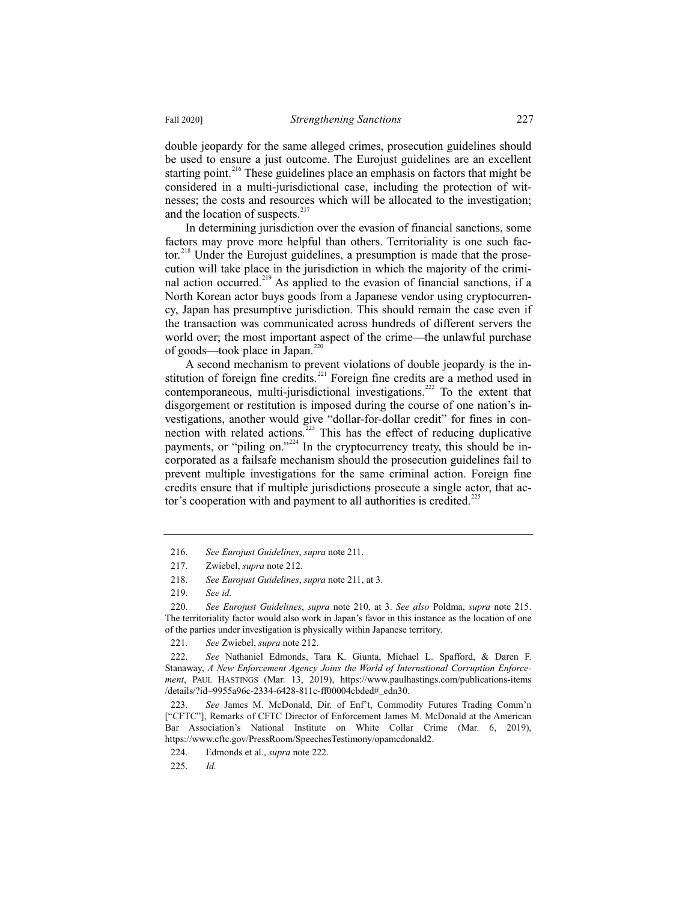double jeopardy for the same alleged crimes, prosecution guidelines should be used to ensure a just outcome. The Eurojust guidelines are an excellent starting point.[216] These guidelines place an emphasis on factors that might be considered in a multi-jurisdictional case, including the protection of witnesses; the costs and resources which will be allocated to the investigation; and the location of suspects.[217]

In determining jurisdiction over the evasion of financial sanctions, some factors may prove more helpful than others. Territoriality is one such factor.[218] Under the Eurojust guidelines, a presumption is made that the prosecution will take place in the jurisdiction in which the majority of the criminal action occurred.[219] As applied to the evasion of financial sanctions, if a North Korean actor buys goods from a Japanese vendor using cryptocurrency, Japan has presumptive jurisdiction. This should remain the case even if the transaction was communicated across hundreds of different servers the world over; the most important aspect of the crime—the unlawful purchase of goods—took place in Japan.[220]

A second mechanism to prevent violations of double jeopardy is the institution of foreign fine credits.[221] Foreign fine credits are a method used in contemporaneous, multi-jurisdictional investigations.[222] To the extent that disgorgement or restitution is imposed during the course of one nation's investigations, another would give "dollar-for-dollar credit" for fines in connection with related actions.[223] This has the effect of reducing duplicative payments, or "piling on."[224] In the cryptocurrency treaty, this should be incorporated as a failsafe mechanism should the prosecution guidelines fail to prevent multiple investigations for the same criminal action. Foreign fine credits ensure that if multiple jurisdictions prosecute a single actor, that actor's cooperation with and payment to all authorities is credited.[225]

---

216. *See Eurojust Guidelines*, *supra* note 211.

217. Zwiebel, *supra* note 212.

218. *See Eurojust Guidelines*, *supra* note 211, at 3.

219. *See id.*

220. *See Eurojust Guidelines*, *supra* note 210, at 3. *See also* Poldma, *supra* note 215. The territoriality factor would also work in Japan's favor in this instance as the location of one of the parties under investigation is physically within Japanese territory.

221. *See* Zwiebel, *supra* note 212.

222. *See* Nathaniel Edmonds, Tara K. Giunta, Michael L. Spafford, & Daren F. Stanaway, *A New Enforcement Agency Joins the World of International Corruption Enforcement*, PAUL HASTINGS (Mar. 13, 2019), https://www.paulhastings.com/publications-items/details/?id=9955a96c-2334-6428-811c-ff00004cbded#_edn30.

223. *See* James M. McDonald, Dir. of Enf't, Commodity Futures Trading Comm'n ["CFTC"], Remarks of CFTC Director of Enforcement James M. McDonald at the American Bar Association's National Institute on White Collar Crime (Mar. 6, 2019), https://www.cftc.gov/PressRoom/SpeechesTestimony/opamcdonald2.

224. Edmonds et al., *supra* note 222.

225. *Id.*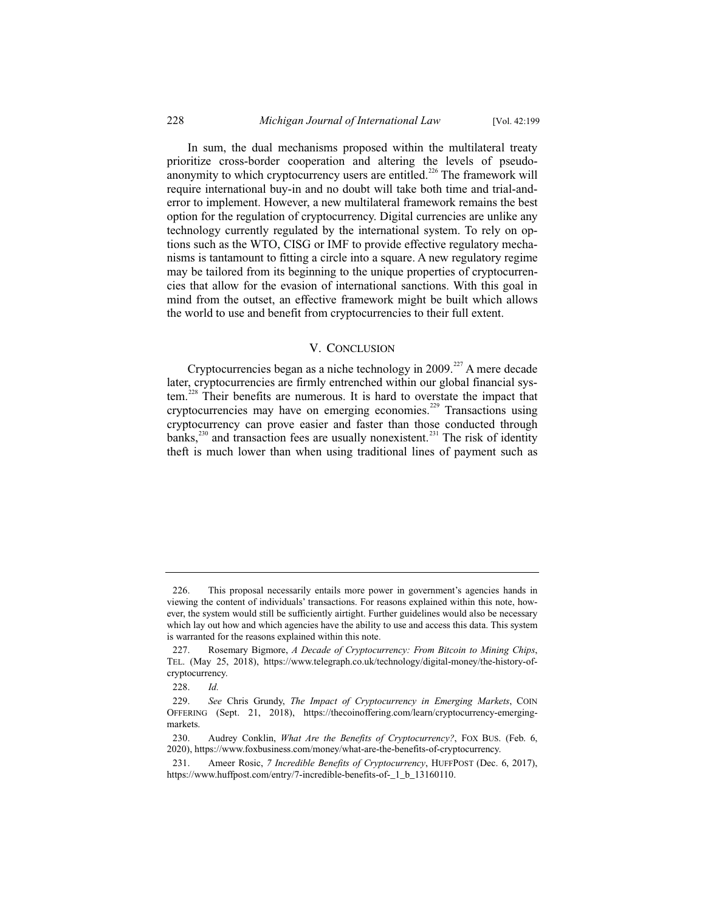In sum, the dual mechanisms proposed within the multilateral treaty prioritize cross-border cooperation and altering the levels of pseudo-anonymity to which cryptocurrency users are entitled.[226] The framework will require international buy-in and no doubt will take both time and trial-and-error to implement. However, a new multilateral framework remains the best option for the regulation of cryptocurrency. Digital currencies are unlike any technology currently regulated by the international system. To rely on options such as the WTO, CISG or IMF to provide effective regulatory mechanisms is tantamount to fitting a circle into a square. A new regulatory regime may be tailored from its beginning to the unique properties of cryptocurrencies that allow for the evasion of international sanctions. With this goal in mind from the outset, an effective framework might be built which allows the world to use and benefit from cryptocurrencies to their full extent.

## V. CONCLUSION

Cryptocurrencies began as a niche technology in 2009.[227] A mere decade later, cryptocurrencies are firmly entrenched within our global financial system.[228] Their benefits are numerous. It is hard to overstate the impact that cryptocurrencies may have on emerging economies.[229] Transactions using cryptocurrency can prove easier and faster than those conducted through banks,[230] and transaction fees are usually nonexistent.[231] The risk of identity theft is much lower than when using traditional lines of payment such as

---

226. This proposal necessarily entails more power in government's agencies hands in viewing the content of individuals' transactions. For reasons explained within this note, however, the system would still be sufficiently airtight. Further guidelines would also be necessary which lay out how and which agencies have the ability to use and access this data. This system is warranted for the reasons explained within this note.

227. Rosemary Bigmore, *A Decade of Cryptocurrency: From Bitcoin to Mining Chips*, TEL. (May 25, 2018), https://www.telegraph.co.uk/technology/digital-money/the-history-of-cryptocurrency.

228. *Id.*

229. *See* Chris Grundy, *The Impact of Cryptocurrency in Emerging Markets*, COIN OFFERING (Sept. 21, 2018), https://thecoinoffering.com/learn/cryptocurrency-emerging-markets.

230. Audrey Conklin, *What Are the Benefits of Cryptocurrency?*, FOX BUS. (Feb. 6, 2020), https://www.foxbusiness.com/money/what-are-the-benefits-of-cryptocurrency.

231. Ameer Rosic, *7 Incredible Benefits of Cryptocurrency*, HUFFPOST (Dec. 6, 2017), https://www.huffpost.com/entry/7-incredible-benefits-of-_1_b_13160110.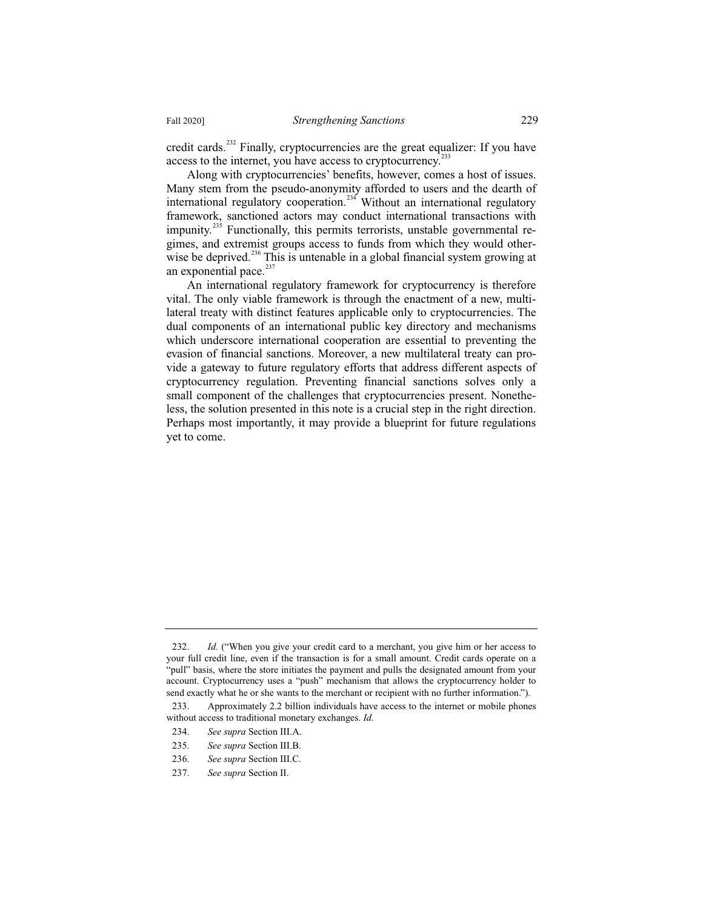credit cards.[232] Finally, cryptocurrencies are the great equalizer: If you have access to the internet, you have access to cryptocurrency.[233]

Along with cryptocurrencies' benefits, however, comes a host of issues. Many stem from the pseudo-anonymity afforded to users and the dearth of international regulatory cooperation.[234] Without an international regulatory framework, sanctioned actors may conduct international transactions with impunity.[235] Functionally, this permits terrorists, unstable governmental regimes, and extremist groups access to funds from which they would otherwise be deprived.[236] This is untenable in a global financial system growing at an exponential pace.[237]

An international regulatory framework for cryptocurrency is therefore vital. The only viable framework is through the enactment of a new, multilateral treaty with distinct features applicable only to cryptocurrencies. The dual components of an international public key directory and mechanisms which underscore international cooperation are essential to preventing the evasion of financial sanctions. Moreover, a new multilateral treaty can provide a gateway to future regulatory efforts that address different aspects of cryptocurrency regulation. Preventing financial sanctions solves only a small component of the challenges that cryptocurrencies present. Nonetheless, the solution presented in this note is a crucial step in the right direction. Perhaps most importantly, it may provide a blueprint for future regulations yet to come.

---

232. *Id.* ("When you give your credit card to a merchant, you give him or her access to your full credit line, even if the transaction is for a small amount. Credit cards operate on a "pull" basis, where the store initiates the payment and pulls the designated amount from your account. Cryptocurrency uses a "push" mechanism that allows the cryptocurrency holder to send exactly what he or she wants to the merchant or recipient with no further information.").

233. Approximately 2.2 billion individuals have access to the internet or mobile phones without access to traditional monetary exchanges. *Id.*

234. *See supra* Section III.A.

235. *See supra* Section III.B.

236. *See supra* Section III.C.

237. *See supra* Section II.